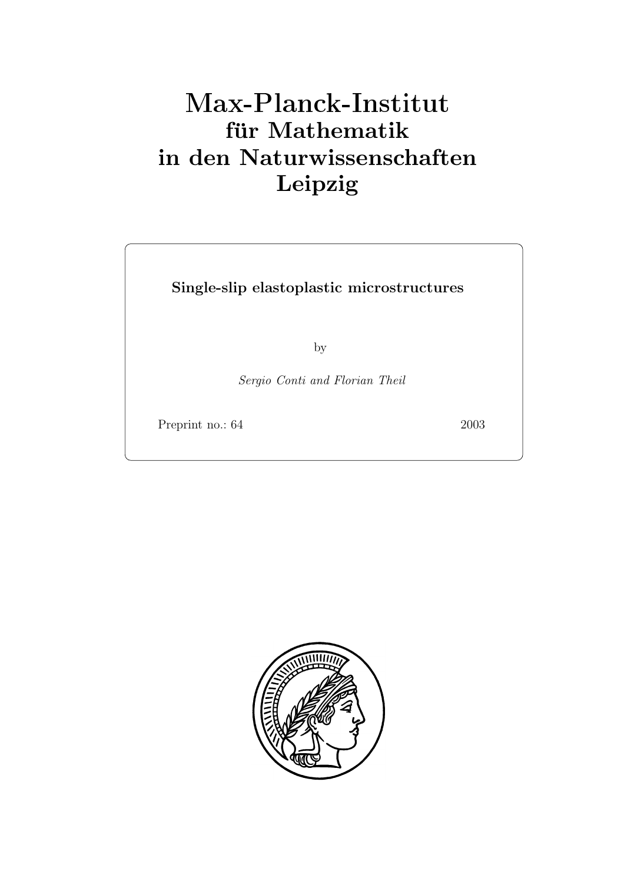# Max-Planck-Institut
## für Mathematik
## in den Naturwissenschaften
## Leipzig

**Single-slip elastoplastic microstructures**

by

*Sergio Conti and Florian Theil*

Preprint no.: 64 2003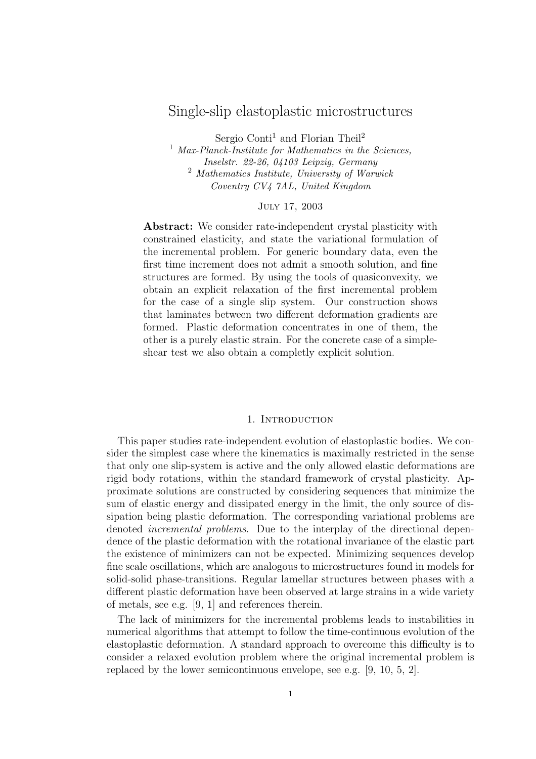# Single-slip elastoplastic microstructures

Sergio Conti[1] and Florian Theil[2]

[1] *Max-Planck-Institute for Mathematics in the Sciences, Inselstr. 22-26, 04103 Leipzig, Germany*

[2] *Mathematics Institute, University of Warwick Coventry CV4 7AL, United Kingdom*

July 17, 2003

**Abstract:** We consider rate-independent crystal plasticity with constrained elasticity, and state the variational formulation of the incremental problem. For generic boundary data, even the first time increment does not admit a smooth solution, and fine structures are formed. By using the tools of quasiconvexity, we obtain an explicit relaxation of the first incremental problem for the case of a single slip system. Our construction shows that laminates between two different deformation gradients are formed. Plastic deformation concentrates in one of them, the other is a purely elastic strain. For the concrete case of a simple-shear test we also obtain a completly explicit solution.

## 1. Introduction

This paper studies rate-independent evolution of elastoplastic bodies. We consider the simplest case where the kinematics is maximally restricted in the sense that only one slip-system is active and the only allowed elastic deformations are rigid body rotations, within the standard framework of crystal plasticity. Approximate solutions are constructed by considering sequences that minimize the sum of elastic energy and dissipated energy in the limit, the only source of dissipation being plastic deformation. The corresponding variational problems are denoted *incremental problems*. Due to the interplay of the directional dependence of the plastic deformation with the rotational invariance of the elastic part the existence of minimizers can not be expected. Minimizing sequences develop fine scale oscillations, which are analogous to microstructures found in models for solid-solid phase-transitions. Regular lamellar structures between phases with a different plastic deformation have been observed at large strains in a wide variety of metals, see e.g. [9, 1] and references therein.

The lack of minimizers for the incremental problems leads to instabilities in numerical algorithms that attempt to follow the time-continuous evolution of the elastoplastic deformation. A standard approach to overcome this difficulty is to consider a relaxed evolution problem where the original incremental problem is replaced by the lower semicontinuous envelope, see e.g. [9, 10, 5, 2].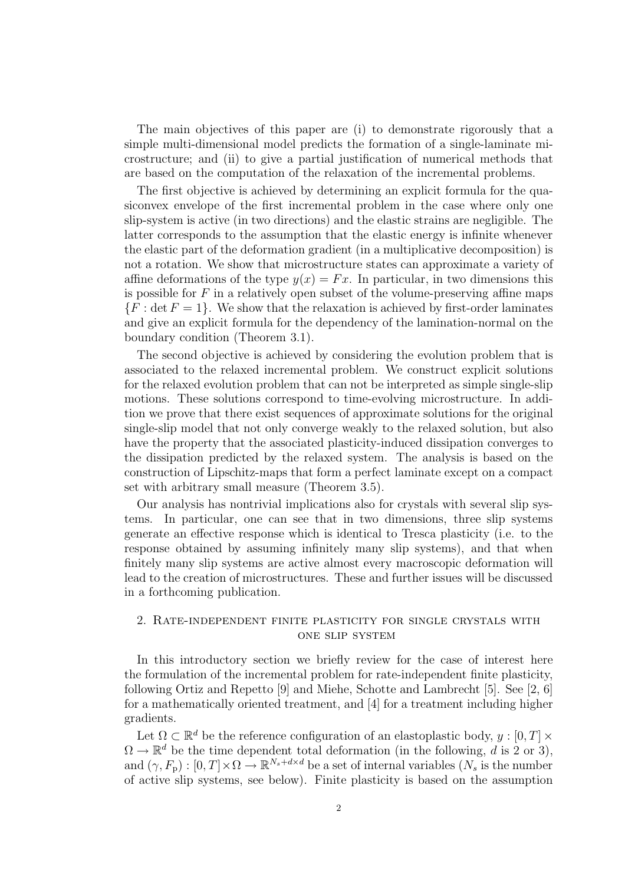The main objectives of this paper are (i) to demonstrate rigorously that a simple multi-dimensional model predicts the formation of a single-laminate microstructure; and (ii) to give a partial justification of numerical methods that are based on the computation of the relaxation of the incremental problems.

The first objective is achieved by determining an explicit formula for the quasiconvex envelope of the first incremental problem in the case where only one slip-system is active (in two directions) and the elastic strains are negligible. The latter corresponds to the assumption that the elastic energy is infinite whenever the elastic part of the deformation gradient (in a multiplicative decomposition) is not a rotation. We show that microstructure states can approximate a variety of affine deformations of the type $y(x) = Fx$. In particular, in two dimensions this is possible for $F$ in a relatively open subset of the volume-preserving affine maps $\{F : \det F = 1\}$. We show that the relaxation is achieved by first-order laminates and give an explicit formula for the dependency of the lamination-normal on the boundary condition (Theorem 3.1).

The second objective is achieved by considering the evolution problem that is associated to the relaxed incremental problem. We construct explicit solutions for the relaxed evolution problem that can not be interpreted as simple single-slip motions. These solutions correspond to time-evolving microstructure. In addition we prove that there exist sequences of approximate solutions for the original single-slip model that not only converge weakly to the relaxed solution, but also have the property that the associated plasticity-induced dissipation converges to the dissipation predicted by the relaxed system. The analysis is based on the construction of Lipschitz-maps that form a perfect laminate except on a compact set with arbitrary small measure (Theorem 3.5).

Our analysis has nontrivial implications also for crystals with several slip systems. In particular, one can see that in two dimensions, three slip systems generate an effective response which is identical to Tresca plasticity (i.e. to the response obtained by assuming infinitely many slip systems), and that when finitely many slip systems are active almost every macroscopic deformation will lead to the creation of microstructures. These and further issues will be discussed in a forthcoming publication.

## 2. Rate-independent finite plasticity for single crystals with one slip system

In this introductory section we briefly review for the case of interest here the formulation of the incremental problem for rate-independent finite plasticity, following Ortiz and Repetto [9] and Miehe, Schotte and Lambrecht [5]. See [2, 6] for a mathematically oriented treatment, and [4] for a treatment including higher gradients.

Let $\Omega \subset \mathbb{R}^d$ be the reference configuration of an elastoplastic body, $y : [0, T] \times \Omega \to \mathbb{R}^d$ be the time dependent total deformation (in the following, $d$ is 2 or 3), and $(\gamma, F_{\mathrm{p}}) : [0, T] \times \Omega \to \mathbb{R}^{N_s + d\times d}$ be a set of internal variables ($N_s$ is the number of active slip systems, see below). Finite plasticity is based on the assumption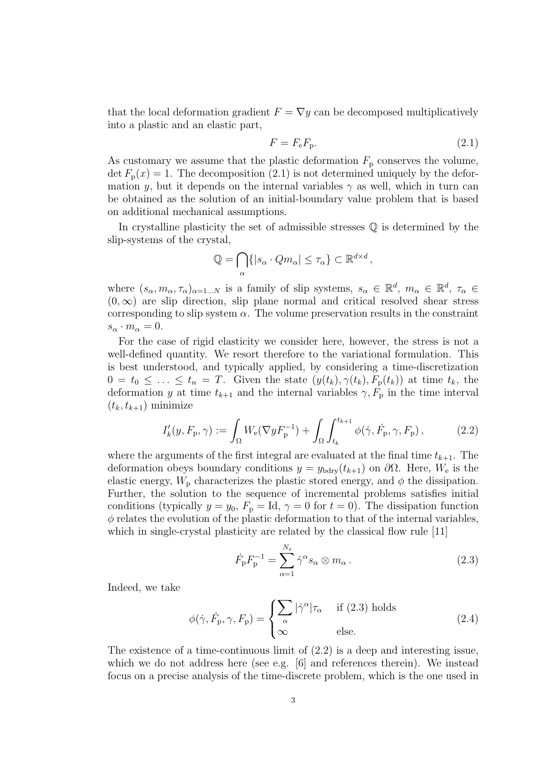that the local deformation gradient $F = \nabla y$ can be decomposed multiplicatively into a plastic and an elastic part,

$$F = F_\mathrm{e} F_\mathrm{p}. \tag{2.1}$$

As customary we assume that the plastic deformation $F_\mathrm{p}$ conserves the volume, $\det F_\mathrm{p}(x) = 1$. The decomposition (2.1) is not determined uniquely by the deformation $y$, but it depends on the internal variables $\gamma$ as well, which in turn can be obtained as the solution of an initial-boundary value problem that is based on additional mechanical assumptions.

In crystalline plasticity the set of admissible stresses $\mathbb{Q}$ is determined by the slip-systems of the crystal,

$$\mathbb{Q} = \bigcap_\alpha \{|s_\alpha \cdot Q m_\alpha| \le \tau_\alpha\} \subset \mathbb{R}^{d\times d},$$

where $(s_\alpha, m_\alpha, \tau_\alpha)_{\alpha=1\ldots N}$ is a family of slip systems, $s_\alpha \in \mathbb{R}^d$, $m_\alpha \in \mathbb{R}^d$, $\tau_\alpha \in (0,\infty)$ are slip direction, slip plane normal and critical resolved shear stress corresponding to slip system $\alpha$. The volume preservation results in the constraint $s_\alpha \cdot m_\alpha = 0$.

For the case of rigid elasticity we consider here, however, the stress is not a well-defined quantity. We resort therefore to the variational formulation. This is best understood, and typically applied, by considering a time-discretization $0 = t_0 \le \ldots \le t_n = T$. Given the state $(y(t_k), \gamma(t_k), F_\mathrm{p}(t_k))$ at time $t_k$, the deformation $y$ at time $t_{k+1}$ and the internal variables $\gamma, F_\mathrm{p}$ in the time interval $(t_k, t_{k+1})$ minimize

$$I'_k(y, F_\mathrm{p}, \gamma) := \int_\Omega W_\mathrm{e}(\nabla y F_\mathrm{p}^{-1}) + \int_\Omega \int_{t_k}^{t_{k+1}} \phi(\dot\gamma, \dot F_\mathrm{p}, \gamma, F_\mathrm{p}), \tag{2.2}$$

where the arguments of the first integral are evaluated at the final time $t_{k+1}$. The deformation obeys boundary conditions $y = y_\mathrm{bdry}(t_{k+1})$ on $\partial\Omega$. Here, $W_\mathrm{e}$ is the elastic energy, $W_\mathrm{p}$ characterizes the plastic stored energy, and $\phi$ the dissipation. Further, the solution to the sequence of incremental problems satisfies initial conditions (typically $y = y_0$, $F_\mathrm{p} = \mathrm{Id}$, $\gamma = 0$ for $t = 0$). The dissipation function $\phi$ relates the evolution of the plastic deformation to that of the internal variables, which in single-crystal plasticity are related by the classical flow rule [11]

$$\dot F_\mathrm{p} F_\mathrm{p}^{-1} = \sum_{\alpha=1}^{N_s} \dot\gamma^\alpha s_\alpha \otimes m_\alpha. \tag{2.3}$$

Indeed, we take

$$\phi(\dot\gamma, \dot F_\mathrm{p}, \gamma, F_\mathrm{p}) = \begin{cases} \sum_\alpha |\dot\gamma^\alpha| \tau_\alpha & \text{if (2.3) holds} \\ \infty & \text{else.} \end{cases} \tag{2.4}$$

The existence of a time-continuous limit of (2.2) is a deep and interesting issue, which we do not address here (see e.g. [6] and references therein). We instead focus on a precise analysis of the time-discrete problem, which is the one used in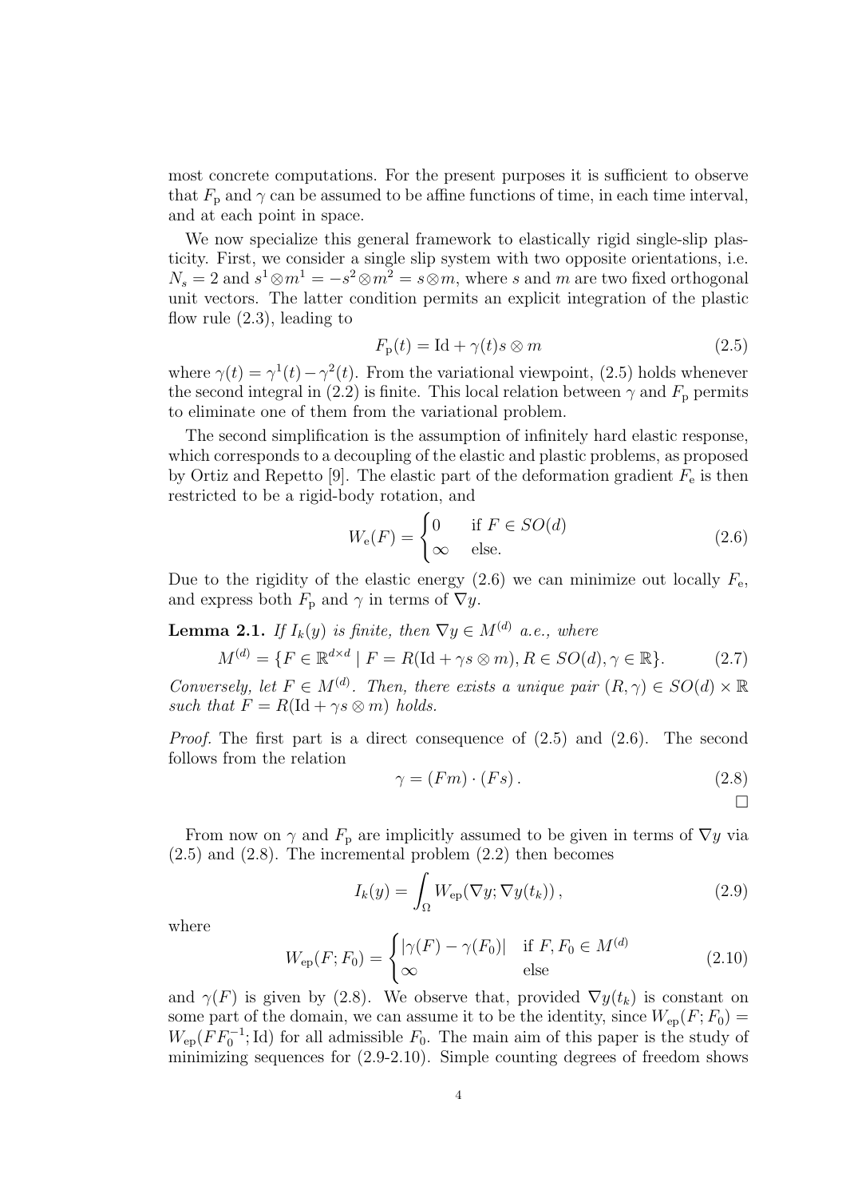most concrete computations. For the present purposes it is sufficient to observe that $F_\mathrm{p}$ and $\gamma$ can be assumed to be affine functions of time, in each time interval, and at each point in space.

We now specialize this general framework to elastically rigid single-slip plasticity. First, we consider a single slip system with two opposite orientations, i.e. $N_s = 2$ and $s^1 \otimes m^1 = -s^2 \otimes m^2 = s \otimes m$, where $s$ and $m$ are two fixed orthogonal unit vectors. The latter condition permits an explicit integration of the plastic flow rule (2.3), leading to

$$F_\mathrm{p}(t) = \mathrm{Id} + \gamma(t) s \otimes m \tag{2.5}$$

where $\gamma(t) = \gamma^1(t) - \gamma^2(t)$. From the variational viewpoint, (2.5) holds whenever the second integral in (2.2) is finite. This local relation between $\gamma$ and $F_\mathrm{p}$ permits to eliminate one of them from the variational problem.

The second simplification is the assumption of infinitely hard elastic response, which corresponds to a decoupling of the elastic and plastic problems, as proposed by Ortiz and Repetto [9]. The elastic part of the deformation gradient $F_\mathrm{e}$ is then restricted to be a rigid-body rotation, and

$$W_\mathrm{e}(F) = \begin{cases} 0 & \text{if } F \in SO(d) \\ \infty & \text{else.} \end{cases} \tag{2.6}$$

Due to the rigidity of the elastic energy (2.6) we can minimize out locally $F_\mathrm{e}$, and express both $F_\mathrm{p}$ and $\gamma$ in terms of $\nabla y$.

**Lemma 2.1.** *If $I_k(y)$ is finite, then $\nabla y \in M^{(d)}$ a.e., where*

$$M^{(d)} = \{F \in \mathbb{R}^{d\times d} \mid F = R(\mathrm{Id} + \gamma s \otimes m), R \in SO(d), \gamma \in \mathbb{R}\}. \tag{2.7}$$

*Conversely, let $F \in M^{(d)}$. Then, there exists a unique pair $(R, \gamma) \in SO(d) \times \mathbb{R}$ such that $F = R(\mathrm{Id} + \gamma s \otimes m)$ holds.*

*Proof.* The first part is a direct consequence of (2.5) and (2.6). The second follows from the relation

$$\gamma = (Fm) \cdot (Fs)\,. \tag{2.8}$$

□

From now on $\gamma$ and $F_\mathrm{p}$ are implicitly assumed to be given in terms of $\nabla y$ via (2.5) and (2.8). The incremental problem (2.2) then becomes

$$I_k(y) = \int_\Omega W_\mathrm{ep}(\nabla y; \nabla y(t_k))\,, \tag{2.9}$$

where

$$W_\mathrm{ep}(F; F_0) = \begin{cases} |\gamma(F) - \gamma(F_0)| & \text{if } F, F_0 \in M^{(d)} \\ \infty & \text{else} \end{cases} \tag{2.10}$$

and $\gamma(F)$ is given by (2.8). We observe that, provided $\nabla y(t_k)$ is constant on some part of the domain, we can assume it to be the identity, since $W_\mathrm{ep}(F; F_0) = W_\mathrm{ep}(FF_0^{-1}; \mathrm{Id})$ for all admissible $F_0$. The main aim of this paper is the study of minimizing sequences for (2.9-2.10). Simple counting degrees of freedom shows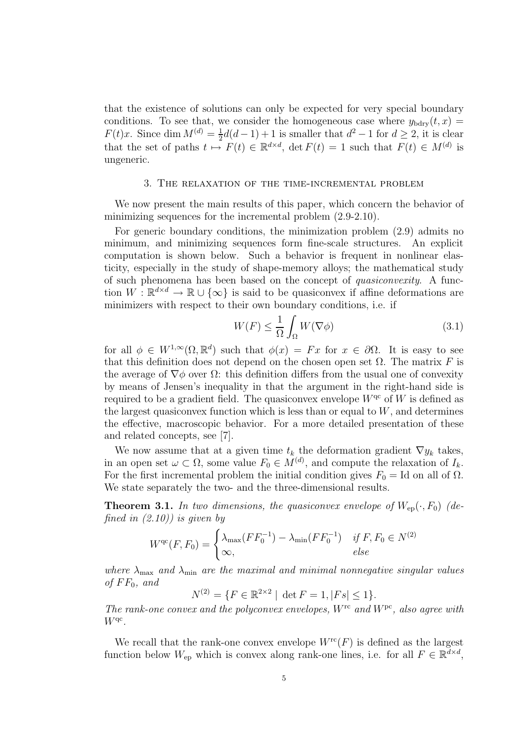that the existence of solutions can only be expected for very special boundary conditions. To see that, we consider the homogeneous case where $y_{\mathrm{bdry}}(t,x) = F(t)x$. Since $\dim M^{(d)} = \frac{1}{2}d(d-1)+1$ is smaller that $d^2-1$ for $d \geq 2$, it is clear that the set of paths $t \mapsto F(t) \in \mathbb{R}^{d\times d}$, $\det F(t) = 1$ such that $F(t) \in M^{(d)}$ is ungeneric.

## 3. The relaxation of the time-incremental problem

We now present the main results of this paper, which concern the behavior of minimizing sequences for the incremental problem (2.9-2.10).

For generic boundary conditions, the minimization problem (2.9) admits no minimum, and minimizing sequences form fine-scale structures. An explicit computation is shown below. Such a behavior is frequent in nonlinear elasticity, especially in the study of shape-memory alloys; the mathematical study of such phenomena has been based on the concept of *quasiconvexity*. A function $W : \mathbb{R}^{d\times d} \to \mathbb{R} \cup \{\infty\}$ is said to be quasiconvex if affine deformations are minimizers with respect to their own boundary conditions, i.e. if

$$W(F) \leq \frac{1}{\Omega}\int_\Omega W(\nabla\phi) \tag{3.1}$$

for all $\phi \in W^{1,\infty}(\Omega,\mathbb{R}^d)$ such that $\phi(x) = Fx$ for $x \in \partial\Omega$. It is easy to see that this definition does not depend on the chosen open set $\Omega$. The matrix $F$ is the average of $\nabla\phi$ over $\Omega$: this definition differs from the usual one of convexity by means of Jensen's inequality in that the argument in the right-hand side is required to be a gradient field. The quasiconvex envelope $W^{\mathrm{qc}}$ of $W$ is defined as the largest quasiconvex function which is less than or equal to $W$, and determines the effective, macroscopic behavior. For a more detailed presentation of these and related concepts, see [7].

We now assume that at a given time $t_k$ the deformation gradient $\nabla y_k$ takes, in an open set $\omega \subset \Omega$, some value $F_0 \in M^{(d)}$, and compute the relaxation of $I_k$. For the first incremental problem the initial condition gives $F_0 = \mathrm{Id}$ on all of $\Omega$. We state separately the two- and the three-dimensional results.

**Theorem 3.1.** *In two dimensions, the quasiconvex envelope of $W_{\mathrm{ep}}(\cdot,F_0)$ (defined in (2.10)) is given by*

$$W^{\mathrm{qc}}(F,F_0) = \begin{cases} \lambda_{\max}(FF_0^{-1}) - \lambda_{\min}(FF_0^{-1}) & \text{if } F, F_0 \in N^{(2)} \\ \infty, & \text{else} \end{cases}$$

*where $\lambda_{\max}$ and $\lambda_{\min}$ are the maximal and minimal nonnegative singular values of $FF_0$, and*

$$N^{(2)} = \{F \in \mathbb{R}^{2\times 2} \mid \det F = 1, |Fs| \leq 1\}.$$

*The rank-one convex and the polyconvex envelopes, $W^{\mathrm{rc}}$ and $W^{\mathrm{pc}}$, also agree with $W^{\mathrm{qc}}$.*

We recall that the rank-one convex envelope $W^{\mathrm{rc}}(F)$ is defined as the largest function below $W_{\mathrm{ep}}$ which is convex along rank-one lines, i.e. for all $F \in \mathbb{R}^{d\times d}$,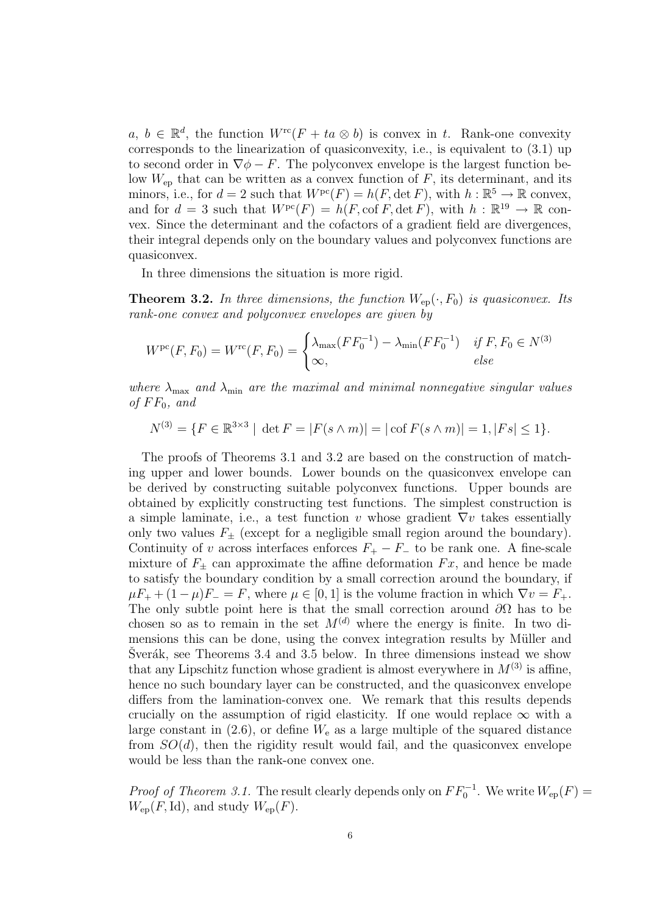$a, b \in \mathbb{R}^d$, the function $W^{\mathrm{rc}}(F + ta \otimes b)$ is convex in $t$. Rank-one convexity corresponds to the linearization of quasiconvexity, i.e., is equivalent to (3.1) up to second order in $\nabla\phi - F$. The polyconvex envelope is the largest function below $W_{\mathrm{ep}}$ that can be written as a convex function of $F$, its determinant, and its minors, i.e., for $d = 2$ such that $W^{\mathrm{pc}}(F) = h(F, \det F)$, with $h : \mathbb{R}^5 \to \mathbb{R}$ convex, and for $d = 3$ such that $W^{\mathrm{pc}}(F) = h(F, \operatorname{cof} F, \det F)$, with $h : \mathbb{R}^{19} \to \mathbb{R}$ convex. Since the determinant and the cofactors of a gradient field are divergences, their integral depends only on the boundary values and polyconvex functions are quasiconvex.

In three dimensions the situation is more rigid.

**Theorem 3.2.** *In three dimensions, the function $W_{\mathrm{ep}}(\cdot, F_0)$ is quasiconvex. Its rank-one convex and polyconvex envelopes are given by*

$$W^{\mathrm{pc}}(F, F_0) = W^{\mathrm{rc}}(F, F_0) = \begin{cases} \lambda_{\max}(FF_0^{-1}) - \lambda_{\min}(FF_0^{-1}) & \text{if } F, F_0 \in N^{(3)} \\ \infty, & \text{else} \end{cases}$$

*where $\lambda_{\max}$ and $\lambda_{\min}$ are the maximal and minimal nonnegative singular values of $FF_0$, and*

$$N^{(3)} = \{F \in \mathbb{R}^{3\times 3} \mid \det F = |F(s \wedge m)| = |\operatorname{cof} F(s \wedge m)| = 1, |Fs| \leq 1\}.$$

The proofs of Theorems 3.1 and 3.2 are based on the construction of matching upper and lower bounds. Lower bounds on the quasiconvex envelope can be derived by constructing suitable polyconvex functions. Upper bounds are obtained by explicitly constructing test functions. The simplest construction is a simple laminate, i.e., a test function $v$ whose gradient $\nabla v$ takes essentially only two values $F_\pm$ (except for a negligible small region around the boundary). Continuity of $v$ across interfaces enforces $F_+ - F_-$ to be rank one. A fine-scale mixture of $F_\pm$ can approximate the affine deformation $Fx$, and hence be made to satisfy the boundary condition by a small correction around the boundary, if $\mu F_+ + (1-\mu)F_- = F$, where $\mu \in [0, 1]$ is the volume fraction in which $\nabla v = F_+$. The only subtle point here is that the small correction around $\partial\Omega$ has to be chosen so as to remain in the set $M^{(d)}$ where the energy is finite. In two dimensions this can be done, using the convex integration results by Müller and Šverák, see Theorems 3.4 and 3.5 below. In three dimensions instead we show that any Lipschitz function whose gradient is almost everywhere in $M^{(3)}$ is affine, hence no such boundary layer can be constructed, and the quasiconvex envelope differs from the lamination-convex one. We remark that this results depends crucially on the assumption of rigid elasticity. If one would replace $\infty$ with a large constant in (2.6), or define $W_{\mathrm{e}}$ as a large multiple of the squared distance from $SO(d)$, then the rigidity result would fail, and the quasiconvex envelope would be less than the rank-one convex one.

*Proof of Theorem 3.1.* The result clearly depends only on $FF_0^{-1}$. We write $W_{\mathrm{ep}}(F) = W_{\mathrm{ep}}(F, \mathrm{Id})$, and study $W_{\mathrm{ep}}(F)$.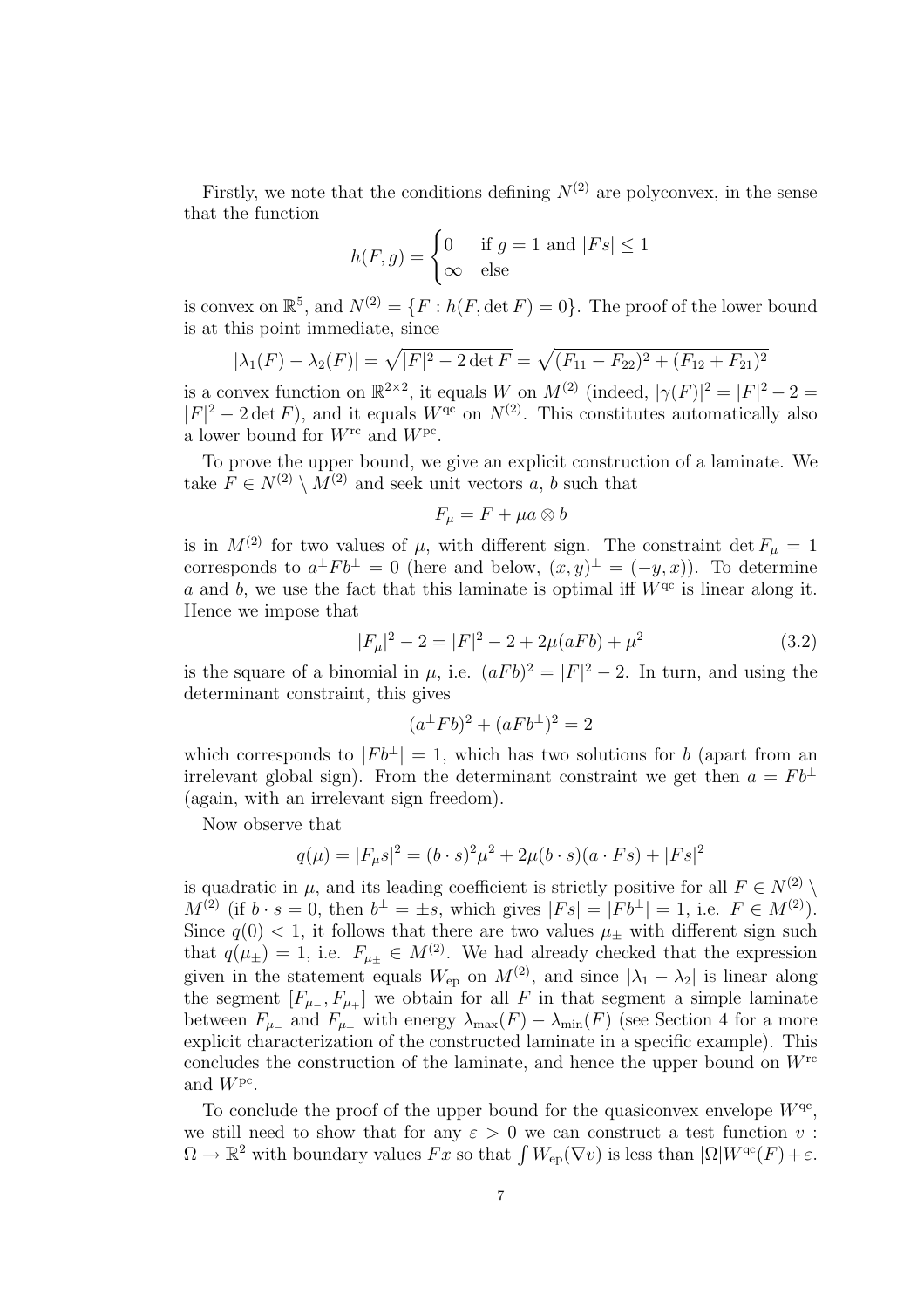Firstly, we note that the conditions defining $N^{(2)}$ are polyconvex, in the sense that the function

$$h(F,g) = \begin{cases} 0 & \text{if } g = 1 \text{ and } |Fs| \leq 1 \\ \infty & \text{else} \end{cases}$$

is convex on $\mathbb{R}^5$, and $N^{(2)} = \{F : h(F, \det F) = 0\}$. The proof of the lower bound is at this point immediate, since

$$|\lambda_1(F) - \lambda_2(F)| = \sqrt{|F|^2 - 2\det F} = \sqrt{(F_{11} - F_{22})^2 + (F_{12} + F_{21})^2}$$

is a convex function on $\mathbb{R}^{2\times 2}$, it equals $W$ on $M^{(2)}$ (indeed, $|\gamma(F)|^2 = |F|^2 - 2 = |F|^2 - 2\det F$), and it equals $W^{\text{qc}}$ on $N^{(2)}$. This constitutes automatically also a lower bound for $W^{\text{rc}}$ and $W^{\text{pc}}$.

To prove the upper bound, we give an explicit construction of a laminate. We take $F \in N^{(2)} \setminus M^{(2)}$ and seek unit vectors $a$, $b$ such that

$$F_\mu = F + \mu a \otimes b$$

is in $M^{(2)}$ for two values of $\mu$, with different sign. The constraint $\det F_\mu = 1$ corresponds to $a^\perp F b^\perp = 0$ (here and below, $(x, y)^\perp = (-y, x)$). To determine $a$ and $b$, we use the fact that this laminate is optimal iff $W^{\text{qc}}$ is linear along it. Hence we impose that

$$|F_\mu|^2 - 2 = |F|^2 - 2 + 2\mu(aFb) + \mu^2 \tag{3.2}$$

is the square of a binomial in $\mu$, i.e. $(aFb)^2 = |F|^2 - 2$. In turn, and using the determinant constraint, this gives

$$(a^\perp F b)^2 + (aFb^\perp)^2 = 2$$

which corresponds to $|Fb^\perp| = 1$, which has two solutions for $b$ (apart from an irrelevant global sign). From the determinant constraint we get then $a = Fb^\perp$ (again, with an irrelevant sign freedom).

Now observe that

$$q(\mu) = |F_\mu s|^2 = (b \cdot s)^2 \mu^2 + 2\mu(b \cdot s)(a \cdot Fs) + |Fs|^2$$

is quadratic in $\mu$, and its leading coefficient is strictly positive for all $F \in N^{(2)} \setminus M^{(2)}$ (if $b \cdot s = 0$, then $b^\perp = \pm s$, which gives $|Fs| = |Fb^\perp| = 1$, i.e. $F \in M^{(2)}$). Since $q(0) < 1$, it follows that there are two values $\mu_\pm$ with different sign such that $q(\mu_\pm) = 1$, i.e. $F_{\mu_\pm} \in M^{(2)}$. We had already checked that the expression given in the statement equals $W_{\text{ep}}$ on $M^{(2)}$, and since $|\lambda_1 - \lambda_2|$ is linear along the segment $[F_{\mu_-}, F_{\mu_+}]$ we obtain for all $F$ in that segment a simple laminate between $F_{\mu_-}$ and $F_{\mu_+}$ with energy $\lambda_{\max}(F) - \lambda_{\min}(F)$ (see Section 4 for a more explicit characterization of the constructed laminate in a specific example). This concludes the construction of the laminate, and hence the upper bound on $W^{\text{rc}}$ and $W^{\text{pc}}$.

To conclude the proof of the upper bound for the quasiconvex envelope $W^{\text{qc}}$, we still need to show that for any $\varepsilon > 0$ we can construct a test function $v : \Omega \to \mathbb{R}^2$ with boundary values $Fx$ so that $\int W_{\text{ep}}(\nabla v)$ is less than $|\Omega| W^{\text{qc}}(F) + \varepsilon$.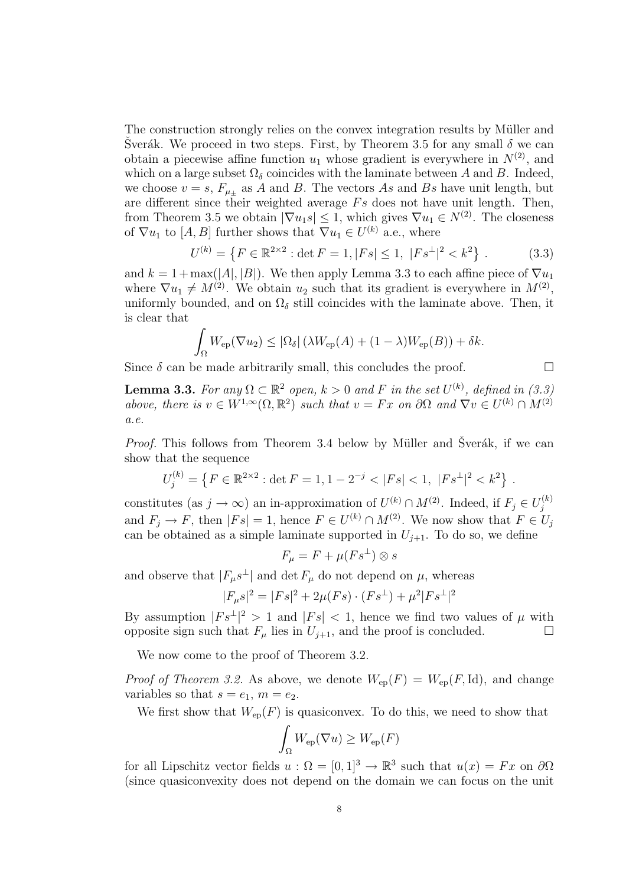The construction strongly relies on the convex integration results by Müller and Šverák. We proceed in two steps. First, by Theorem 3.5 for any small $\delta$ we can obtain a piecewise affine function $u_1$ whose gradient is everywhere in $N^{(2)}$, and which on a large subset $\Omega_\delta$ coincides with the laminate between $A$ and $B$. Indeed, we choose $v = s$, $F_{\mu_\pm}$ as $A$ and $B$. The vectors $As$ and $Bs$ have unit length, but are different since their weighted average $Fs$ does not have unit length. Then, from Theorem 3.5 we obtain $|\nabla u_1 s| \leq 1$, which gives $\nabla u_1 \in N^{(2)}$. The closeness of $\nabla u_1$ to $[A, B]$ further shows that $\nabla u_1 \in U^{(k)}$ a.e., where

$$U^{(k)} = \left\{ F \in \mathbb{R}^{2\times 2} : \det F = 1, |Fs| \leq 1, \; |Fs^\perp|^2 < k^2 \right\} . \tag{3.3}$$

and $k = 1 + \max(|A|, |B|)$. We then apply Lemma 3.3 to each affine piece of $\nabla u_1$ where $\nabla u_1 \neq M^{(2)}$. We obtain $u_2$ such that its gradient is everywhere in $M^{(2)}$, uniformly bounded, and on $\Omega_\delta$ still coincides with the laminate above. Then, it is clear that

$$\int_\Omega W_{\mathrm{ep}}(\nabla u_2) \leq |\Omega_\delta| \left( \lambda W_{\mathrm{ep}}(A) + (1-\lambda) W_{\mathrm{ep}}(B) \right) + \delta k.$$

Since $\delta$ can be made arbitrarily small, this concludes the proof. $\square$

**Lemma 3.3.** *For any $\Omega \subset \mathbb{R}^2$ open, $k > 0$ and $F$ in the set $U^{(k)}$, defined in (3.3) above, there is $v \in W^{1,\infty}(\Omega, \mathbb{R}^2)$ such that $v = Fx$ on $\partial\Omega$ and $\nabla v \in U^{(k)} \cap M^{(2)}$ a.e.*

*Proof.* This follows from Theorem 3.4 below by Müller and Šverák, if we can show that the sequence

$$U_j^{(k)} = \left\{ F \in \mathbb{R}^{2\times 2} : \det F = 1, 1 - 2^{-j} < |Fs| < 1, \; |Fs^\perp|^2 < k^2 \right\} .$$

constitutes (as $j \to \infty$) an in-approximation of $U^{(k)} \cap M^{(2)}$. Indeed, if $F_j \in U_j^{(k)}$ and $F_j \to F$, then $|Fs| = 1$, hence $F \in U^{(k)} \cap M^{(2)}$. We now show that $F \in U_j$ can be obtained as a simple laminate supported in $U_{j+1}$. To do so, we define

$$F_\mu = F + \mu (Fs^\perp) \otimes s$$

and observe that $|F_\mu s^\perp|$ and $\det F_\mu$ do not depend on $\mu$, whereas

$$|F_\mu s|^2 = |Fs|^2 + 2\mu (Fs) \cdot (Fs^\perp) + \mu^2 |Fs^\perp|^2$$

By assumption $|Fs^\perp|^2 > 1$ and $|Fs| < 1$, hence we find two values of $\mu$ with opposite sign such that $F_\mu$ lies in $U_{j+1}$, and the proof is concluded. $\square$

We now come to the proof of Theorem 3.2.

*Proof of Theorem 3.2.* As above, we denote $W_{\mathrm{ep}}(F) = W_{\mathrm{ep}}(F, \mathrm{Id})$, and change variables so that $s = e_1$, $m = e_2$.

We first show that $W_{\mathrm{ep}}(F)$ is quasiconvex. To do this, we need to show that

$$\int_\Omega W_{\mathrm{ep}}(\nabla u) \geq W_{\mathrm{ep}}(F)$$

for all Lipschitz vector fields $u : \Omega = [0, 1]^3 \to \mathbb{R}^3$ such that $u(x) = Fx$ on $\partial\Omega$ (since quasiconvexity does not depend on the domain we can focus on the unit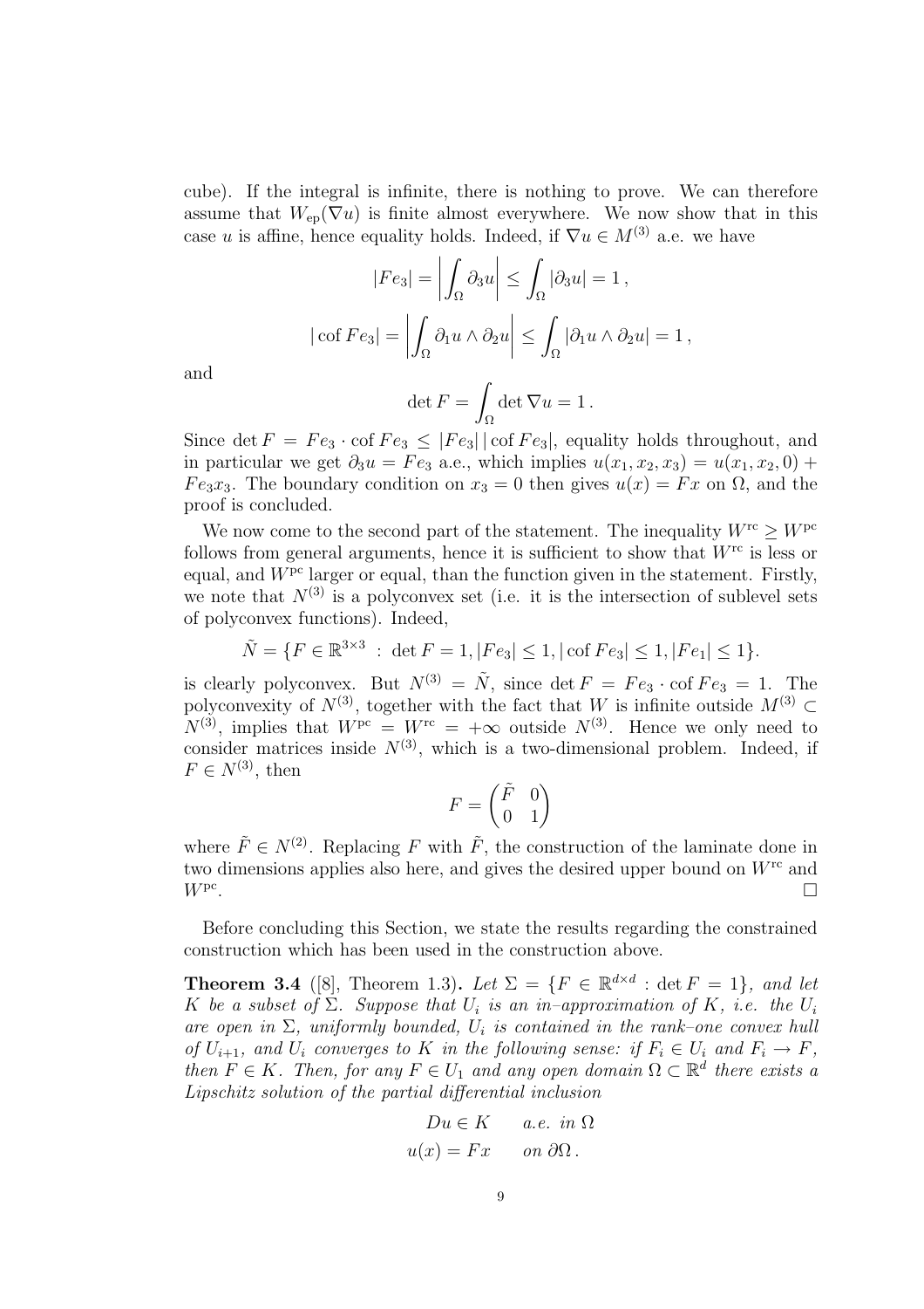cube). If the integral is infinite, there is nothing to prove. We can therefore assume that $W_{\mathrm{ep}}(\nabla u)$ is finite almost everywhere. We now show that in this case $u$ is affine, hence equality holds. Indeed, if $\nabla u \in M^{(3)}$ a.e. we have

$$|Fe_3| = \left| \int_\Omega \partial_3 u \right| \leq \int_\Omega |\partial_3 u| = 1\,,$$

$$|\operatorname{cof} Fe_3| = \left| \int_\Omega \partial_1 u \wedge \partial_2 u \right| \leq \int_\Omega |\partial_1 u \wedge \partial_2 u| = 1\,,$$

and

$$\det F = \int_\Omega \det \nabla u = 1\,.$$

Since $\det F = Fe_3 \cdot \operatorname{cof} Fe_3 \leq |Fe_3|\,|\operatorname{cof} Fe_3|$, equality holds throughout, and in particular we get $\partial_3 u = Fe_3$ a.e., which implies $u(x_1,x_2,x_3) = u(x_1,x_2,0) + Fe_3 x_3$. The boundary condition on $x_3 = 0$ then gives $u(x) = Fx$ on $\Omega$, and the proof is concluded.

We now come to the second part of the statement. The inequality $W^{\mathrm{rc}} \geq W^{\mathrm{pc}}$ follows from general arguments, hence it is sufficient to show that $W^{\mathrm{rc}}$ is less or equal, and $W^{\mathrm{pc}}$ larger or equal, than the function given in the statement. Firstly, we note that $N^{(3)}$ is a polyconvex set (i.e. it is the intersection of sublevel sets of polyconvex functions). Indeed,

$$\tilde N = \{F \in \mathbb{R}^{3\times 3} \;:\; \det F = 1, |Fe_3| \leq 1, |\operatorname{cof} Fe_3| \leq 1, |Fe_1| \leq 1\}.$$

is clearly polyconvex. But $N^{(3)} = \tilde N$, since $\det F = Fe_3 \cdot \operatorname{cof} Fe_3 = 1$. The polyconvexity of $N^{(3)}$, together with the fact that $W$ is infinite outside $M^{(3)} \subset N^{(3)}$, implies that $W^{\mathrm{pc}} = W^{\mathrm{rc}} = +\infty$ outside $N^{(3)}$. Hence we only need to consider matrices inside $N^{(3)}$, which is a two-dimensional problem. Indeed, if $F \in N^{(3)}$, then

$$F = \begin{pmatrix} \tilde F & 0 \\ 0 & 1 \end{pmatrix}$$

where $\tilde F \in N^{(2)}$. Replacing $F$ with $\tilde F$, the construction of the laminate done in two dimensions applies also here, and gives the desired upper bound on $W^{\mathrm{rc}}$ and $W^{\mathrm{pc}}$. $\square$

Before concluding this Section, we state the results regarding the constrained construction which has been used in the construction above.

**Theorem 3.4** ([8], Theorem 1.3)**.** *Let $\Sigma = \{F \in \mathbb{R}^{d\times d} : \det F = 1\}$, and let $K$ be a subset of $\Sigma$. Suppose that $U_i$ is an in–approximation of $K$, i.e. the $U_i$ are open in $\Sigma$, uniformly bounded, $U_i$ is contained in the rank–one convex hull of $U_{i+1}$, and $U_i$ converges to $K$ in the following sense: if $F_i \in U_i$ and $F_i \to F$, then $F \in K$. Then, for any $F \in U_1$ and any open domain $\Omega \subset \mathbb{R}^d$ there exists a Lipschitz solution of the partial differential inclusion*

$$Du \in K \qquad a.e.\ in\ \Omega$$
$$u(x) = Fx \qquad on\ \partial\Omega\,.$$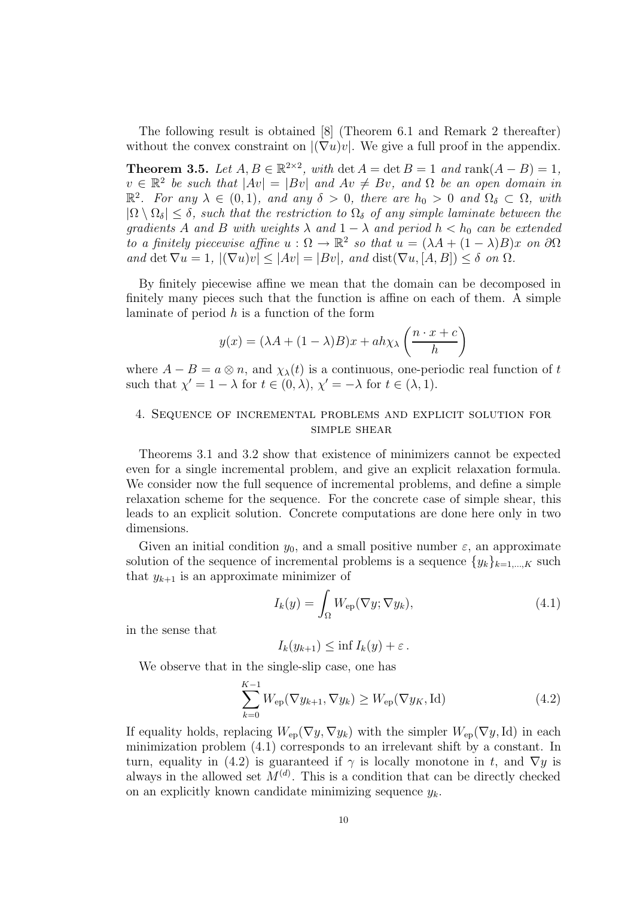The following result is obtained [8] (Theorem 6.1 and Remark 2 thereafter) without the convex constraint on $|(\nabla u)v|$. We give a full proof in the appendix.

**Theorem 3.5.** *Let $A, B \in \mathbb{R}^{2\times 2}$, with $\det A = \det B = 1$ and $\operatorname{rank}(A - B) = 1$, $v \in \mathbb{R}^2$ be such that $|Av| = |Bv|$ and $Av \neq Bv$, and $\Omega$ be an open domain in $\mathbb{R}^2$. For any $\lambda \in (0, 1)$, and any $\delta > 0$, there are $h_0 > 0$ and $\Omega_\delta \subset \Omega$, with $|\Omega \setminus \Omega_\delta| \leq \delta$, such that the restriction to $\Omega_\delta$ of any simple laminate between the gradients $A$ and $B$ with weights $\lambda$ and $1 - \lambda$ and period $h < h_0$ can be extended to a finitely piecewise affine $u : \Omega \to \mathbb{R}^2$ so that $u = (\lambda A + (1 - \lambda)B)x$ on $\partial\Omega$ and $\det \nabla u = 1$, $|(\nabla u)v| \leq |Av| = |Bv|$, and $\operatorname{dist}(\nabla u, [A, B]) \leq \delta$ on $\Omega$.*

By finitely piecewise affine we mean that the domain can be decomposed in finitely many pieces such that the function is affine on each of them. A simple laminate of period $h$ is a function of the form

$$y(x) = (\lambda A + (1 - \lambda)B)x + ah\chi_\lambda\left(\frac{n \cdot x + c}{h}\right)$$

where $A - B = a \otimes n$, and $\chi_\lambda(t)$ is a continuous, one-periodic real function of $t$ such that $\chi' = 1 - \lambda$ for $t \in (0, \lambda)$, $\chi' = -\lambda$ for $t \in (\lambda, 1)$.

## 4. Sequence of incremental problems and explicit solution for simple shear

Theorems 3.1 and 3.2 show that existence of minimizers cannot be expected even for a single incremental problem, and give an explicit relaxation formula. We consider now the full sequence of incremental problems, and define a simple relaxation scheme for the sequence. For the concrete case of simple shear, this leads to an explicit solution. Concrete computations are done here only in two dimensions.

Given an initial condition $y_0$, and a small positive number $\varepsilon$, an approximate solution of the sequence of incremental problems is a sequence $\{y_k\}_{k=1,\ldots,K}$ such that $y_{k+1}$ is an approximate minimizer of

$$I_k(y) = \int_\Omega W_{\text{ep}}(\nabla y; \nabla y_k), \tag{4.1}$$

in the sense that

$$I_k(y_{k+1}) \leq \inf I_k(y) + \varepsilon\,.$$

We observe that in the single-slip case, one has

$$\sum_{k=0}^{K-1} W_{\text{ep}}(\nabla y_{k+1}, \nabla y_k) \geq W_{\text{ep}}(\nabla y_K, \text{Id}) \tag{4.2}$$

If equality holds, replacing $W_{\text{ep}}(\nabla y, \nabla y_k)$ with the simpler $W_{\text{ep}}(\nabla y, \text{Id})$ in each minimization problem (4.1) corresponds to an irrelevant shift by a constant. In turn, equality in (4.2) is guaranteed if $\gamma$ is locally monotone in $t$, and $\nabla y$ is always in the allowed set $M^{(d)}$. This is a condition that can be directly checked on an explicitly known candidate minimizing sequence $y_k$.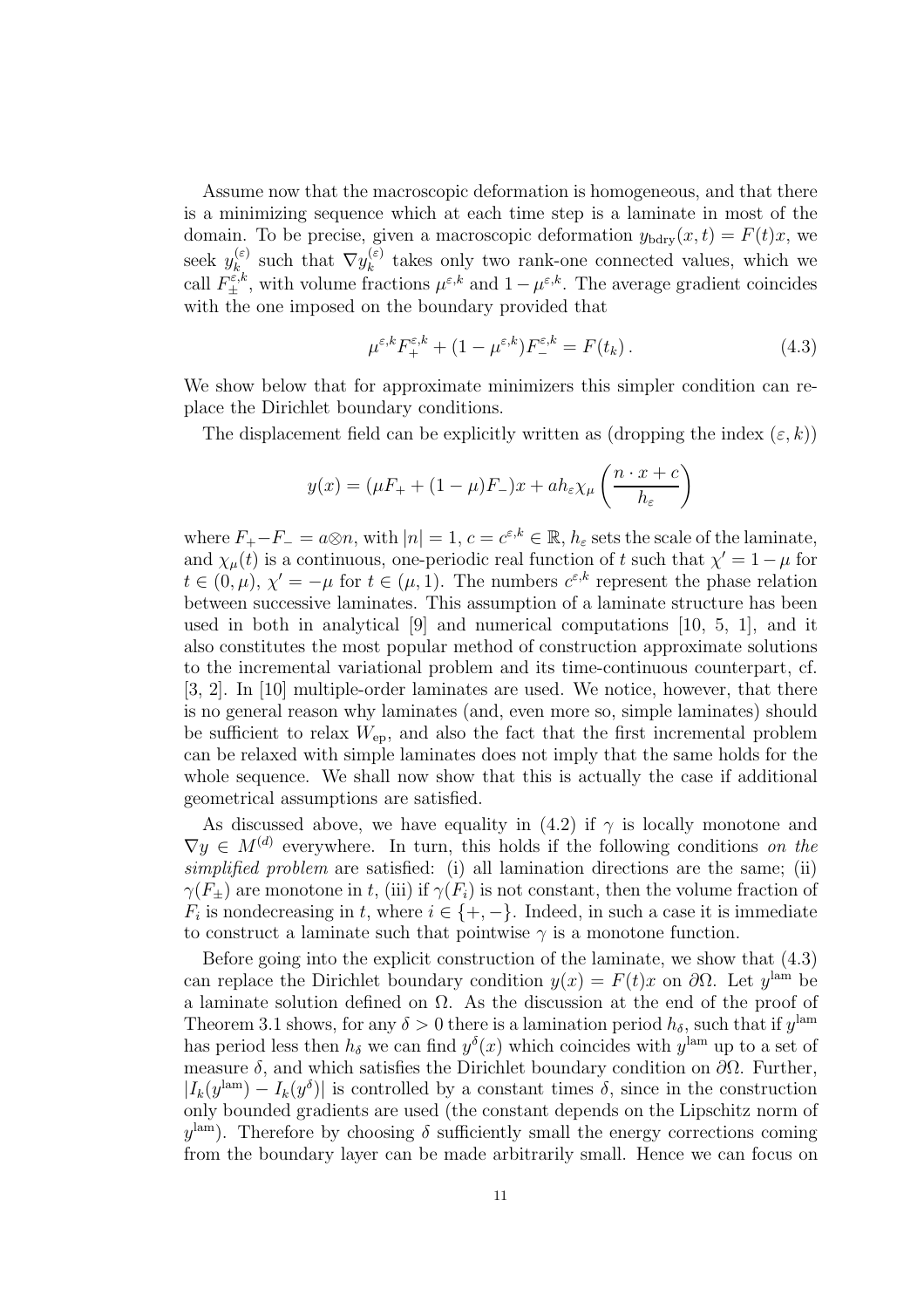Assume now that the macroscopic deformation is homogeneous, and that there is a minimizing sequence which at each time step is a laminate in most of the domain. To be precise, given a macroscopic deformation $y_{\rm bdry}(x,t) = F(t)x$, we seek $y_k^{(\varepsilon)}$ such that $\nabla y_k^{(\varepsilon)}$ takes only two rank-one connected values, which we call $F_\pm^{\varepsilon,k}$, with volume fractions $\mu^{\varepsilon,k}$ and $1-\mu^{\varepsilon,k}$. The average gradient coincides with the one imposed on the boundary provided that

$$\mu^{\varepsilon,k} F_+^{\varepsilon,k} + (1-\mu^{\varepsilon,k}) F_-^{\varepsilon,k} = F(t_k)\,. \tag{4.3}$$

We show below that for approximate minimizers this simpler condition can replace the Dirichlet boundary conditions.

The displacement field can be explicitly written as (dropping the index $(\varepsilon, k)$)

$$y(x) = (\mu F_+ + (1-\mu)F_-)x + a h_\varepsilon \chi_\mu \left( \frac{n\cdot x + c}{h_\varepsilon} \right)$$

where $F_+ - F_- = a\otimes n$, with $|n|=1$, $c = c^{\varepsilon,k}\in\mathbb{R}$, $h_\varepsilon$ sets the scale of the laminate, and $\chi_\mu(t)$ is a continuous, one-periodic real function of $t$ such that $\chi' = 1-\mu$ for $t\in(0,\mu)$, $\chi' = -\mu$ for $t\in(\mu,1)$. The numbers $c^{\varepsilon,k}$ represent the phase relation between successive laminates. This assumption of a laminate structure has been used in both in analytical [9] and numerical computations [10, 5, 1], and it also constitutes the most popular method of construction approximate solutions to the incremental variational problem and its time-continuous counterpart, cf. [3, 2]. In [10] multiple-order laminates are used. We notice, however, that there is no general reason why laminates (and, even more so, simple laminates) should be sufficient to relax $W_{\rm ep}$, and also the fact that the first incremental problem can be relaxed with simple laminates does not imply that the same holds for the whole sequence. We shall now show that this is actually the case if additional geometrical assumptions are satisfied.

As discussed above, we have equality in (4.2) if $\gamma$ is locally monotone and $\nabla y\in M^{(d)}$ everywhere. In turn, this holds if the following conditions *on the simplified problem* are satisfied: (i) all lamination directions are the same; (ii) $\gamma(F_\pm)$ are monotone in $t$, (iii) if $\gamma(F_i)$ is not constant, then the volume fraction of $F_i$ is nondecreasing in $t$, where $i\in\{+,-\}$. Indeed, in such a case it is immediate to construct a laminate such that pointwise $\gamma$ is a monotone function.

Before going into the explicit construction of the laminate, we show that (4.3) can replace the Dirichlet boundary condition $y(x) = F(t)x$ on $\partial\Omega$. Let $y^{\rm lam}$ be a laminate solution defined on $\Omega$. As the discussion at the end of the proof of Theorem 3.1 shows, for any $\delta>0$ there is a lamination period $h_\delta$, such that if $y^{\rm lam}$ has period less then $h_\delta$ we can find $y^\delta(x)$ which coincides with $y^{\rm lam}$ up to a set of measure $\delta$, and which satisfies the Dirichlet boundary condition on $\partial\Omega$. Further, $|I_k(y^{\rm lam}) - I_k(y^\delta)|$ is controlled by a constant times $\delta$, since in the construction only bounded gradients are used (the constant depends on the Lipschitz norm of $y^{\rm lam}$). Therefore by choosing $\delta$ sufficiently small the energy corrections coming from the boundary layer can be made arbitrarily small. Hence we can focus on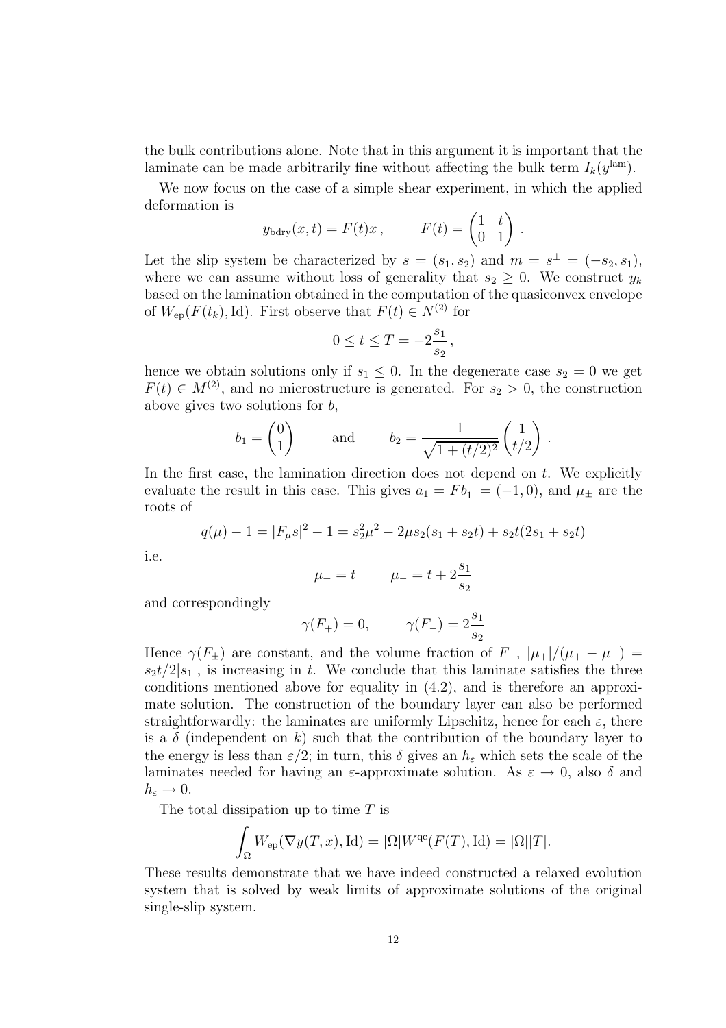the bulk contributions alone. Note that in this argument it is important that the laminate can be made arbitrarily fine without affecting the bulk term $I_k(y^{\text{lam}})$.

We now focus on the case of a simple shear experiment, in which the applied deformation is

$$y_{\text{bdry}}(x,t) = F(t)x\,, \qquad F(t) = \begin{pmatrix} 1 & t \\ 0 & 1 \end{pmatrix}\,.$$

Let the slip system be characterized by $s = (s_1, s_2)$ and $m = s^\perp = (-s_2, s_1)$, where we can assume without loss of generality that $s_2 \geq 0$. We construct $y_k$ based on the lamination obtained in the computation of the quasiconvex envelope of $W_{\text{ep}}(F(t_k), \text{Id})$. First observe that $F(t) \in N^{(2)}$ for

$$0 \leq t \leq T = -2\frac{s_1}{s_2}\,,$$

hence we obtain solutions only if $s_1 \leq 0$. In the degenerate case $s_2 = 0$ we get $F(t) \in M^{(2)}$, and no microstructure is generated. For $s_2 > 0$, the construction above gives two solutions for $b$,

$$b_1 = \begin{pmatrix} 0 \\ 1 \end{pmatrix} \qquad \text{and} \qquad b_2 = \frac{1}{\sqrt{1+(t/2)^2}}\begin{pmatrix} 1 \\ t/2 \end{pmatrix}\,.$$

In the first case, the lamination direction does not depend on $t$. We explicitly evaluate the result in this case. This gives $a_1 = Fb_1^\perp = (-1, 0)$, and $\mu_\pm$ are the roots of

$$q(\mu) - 1 = |F_\mu s|^2 - 1 = s_2^2\mu^2 - 2\mu s_2(s_1 + s_2 t) + s_2 t(2s_1 + s_2 t)$$

i.e.

$$\mu_+ = t \qquad \mu_- = t + 2\frac{s_1}{s_2}$$

and correspondingly

$$\gamma(F_+) = 0, \qquad \gamma(F_-) = 2\frac{s_1}{s_2}$$

Hence $\gamma(F_\pm)$ are constant, and the volume fraction of $F_-$, $|\mu_+|/(\mu_+ - \mu_-) = s_2 t/2|s_1|$, is increasing in $t$. We conclude that this laminate satisfies the three conditions mentioned above for equality in (4.2), and is therefore an approximate solution. The construction of the boundary layer can also be performed straightforwardly: the laminates are uniformly Lipschitz, hence for each $\varepsilon$, there is a $\delta$ (independent on $k$) such that the contribution of the boundary layer to the energy is less than $\varepsilon/2$; in turn, this $\delta$ gives an $h_\varepsilon$ which sets the scale of the laminates needed for having an $\varepsilon$-approximate solution. As $\varepsilon \to 0$, also $\delta$ and $h_\varepsilon \to 0$.

The total dissipation up to time $T$ is

$$\int_\Omega W_{\text{ep}}(\nabla y(T,x), \text{Id}) = |\Omega| W^{\text{qc}}(F(T), \text{Id}) = |\Omega||T|.$$

These results demonstrate that we have indeed constructed a relaxed evolution system that is solved by weak limits of approximate solutions of the original single-slip system.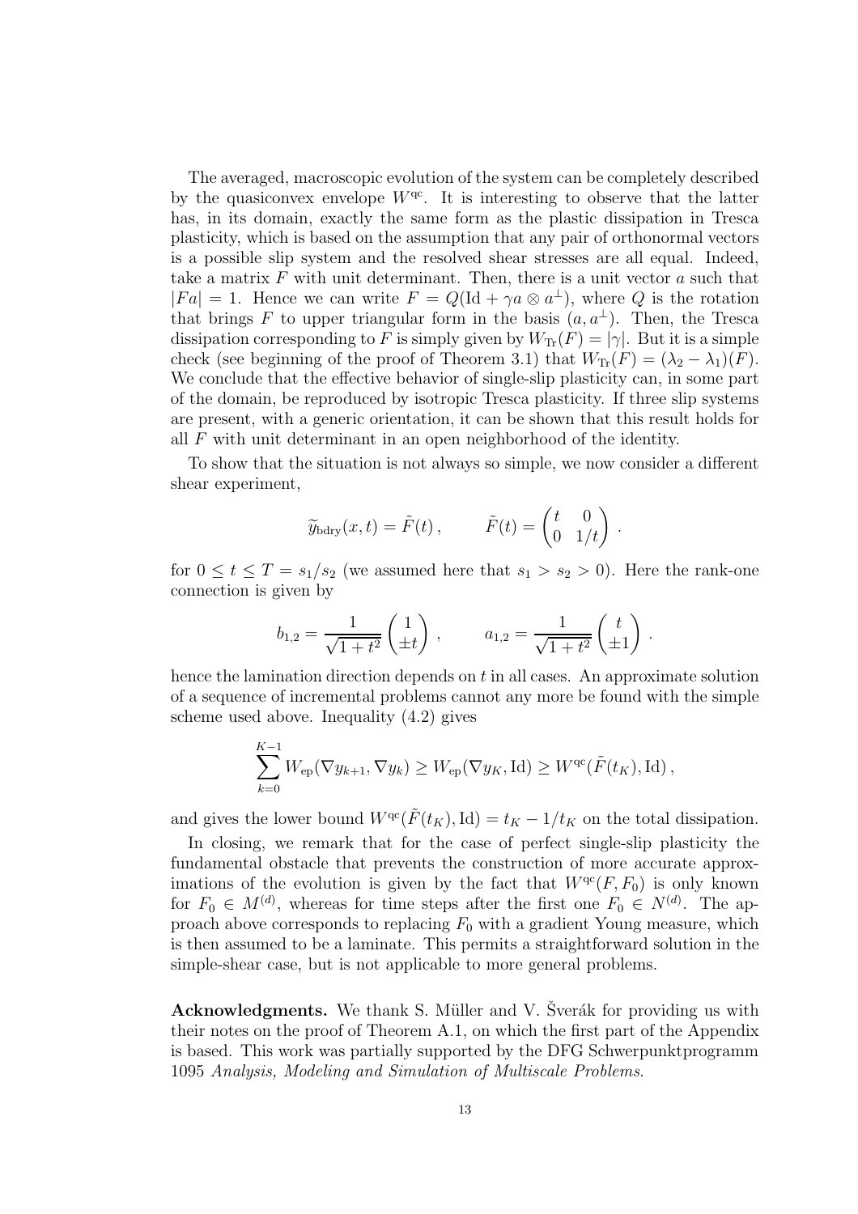The averaged, macroscopic evolution of the system can be completely described by the quasiconvex envelope $W^{\rm qc}$. It is interesting to observe that the latter has, in its domain, exactly the same form as the plastic dissipation in Tresca plasticity, which is based on the assumption that any pair of orthonormal vectors is a possible slip system and the resolved shear stresses are all equal. Indeed, take a matrix $F$ with unit determinant. Then, there is a unit vector $a$ such that $|Fa| = 1$. Hence we can write $F = Q(\mathrm{Id} + \gamma a \otimes a^\perp)$, where $Q$ is the rotation that brings $F$ to upper triangular form in the basis $(a, a^\perp)$. Then, the Tresca dissipation corresponding to $F$ is simply given by $W_{\rm Tr}(F) = |\gamma|$. But it is a simple check (see beginning of the proof of Theorem 3.1) that $W_{\rm Tr}(F) = (\lambda_2 - \lambda_1)(F)$. We conclude that the effective behavior of single-slip plasticity can, in some part of the domain, be reproduced by isotropic Tresca plasticity. If three slip systems are present, with a generic orientation, it can be shown that this result holds for all $F$ with unit determinant in an open neighborhood of the identity.

To show that the situation is not always so simple, we now consider a different shear experiment,

$$\widetilde{y}_{\rm bdry}(x,t) = \tilde{F}(t)\,, \qquad \tilde{F}(t) = \begin{pmatrix} t & 0 \\ 0 & 1/t \end{pmatrix}\,.$$

for $0 \le t \le T = s_1/s_2$ (we assumed here that $s_1 > s_2 > 0$). Here the rank-one connection is given by

$$b_{1,2} = \frac{1}{\sqrt{1+t^2}} \begin{pmatrix} 1 \\ \pm t \end{pmatrix}\,, \qquad a_{1,2} = \frac{1}{\sqrt{1+t^2}} \begin{pmatrix} t \\ \pm 1 \end{pmatrix}\,.$$

hence the lamination direction depends on $t$ in all cases. An approximate solution of a sequence of incremental problems cannot any more be found with the simple scheme used above. Inequality (4.2) gives

$$\sum_{k=0}^{K-1} W_{\rm ep}(\nabla y_{k+1}, \nabla y_k) \ge W_{\rm ep}(\nabla y_K, \mathrm{Id}) \ge W^{\rm qc}(\tilde{F}(t_K), \mathrm{Id})\,,$$

and gives the lower bound $W^{\rm qc}(\tilde{F}(t_K), \mathrm{Id}) = t_K - 1/t_K$ on the total dissipation.

In closing, we remark that for the case of perfect single-slip plasticity the fundamental obstacle that prevents the construction of more accurate approximations of the evolution is given by the fact that $W^{\rm qc}(F, F_0)$ is only known for $F_0 \in M^{(d)}$, whereas for time steps after the first one $F_0 \in N^{(d)}$. The approach above corresponds to replacing $F_0$ with a gradient Young measure, which is then assumed to be a laminate. This permits a straightforward solution in the simple-shear case, but is not applicable to more general problems.

**Acknowledgments.** We thank S. Müller and V. Šverák for providing us with their notes on the proof of Theorem A.1, on which the first part of the Appendix is based. This work was partially supported by the DFG Schwerpunktprogramm 1095 *Analysis, Modeling and Simulation of Multiscale Problems*.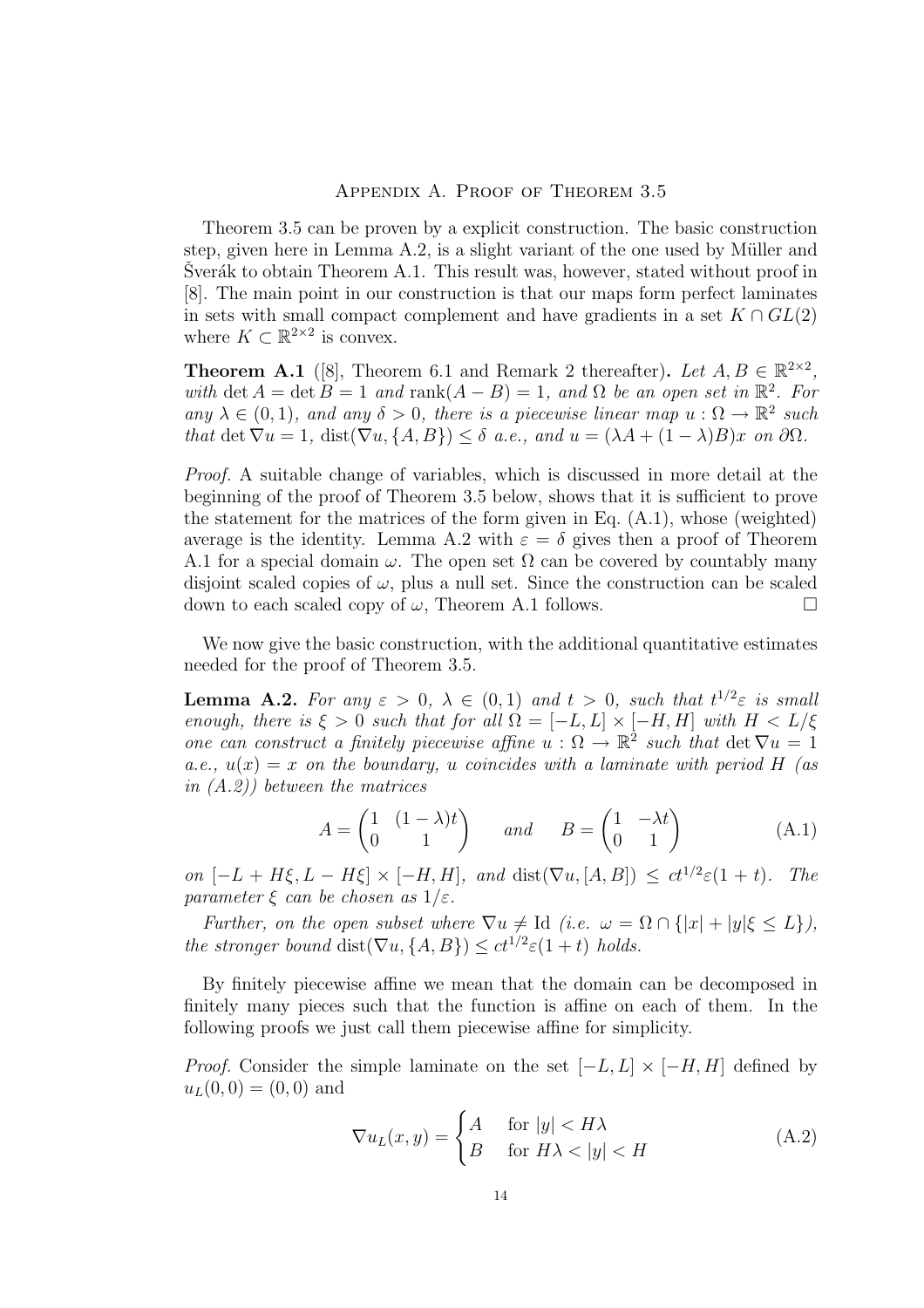## Appendix A. Proof of Theorem 3.5

Theorem 3.5 can be proven by a explicit construction. The basic construction step, given here in Lemma A.2, is a slight variant of the one used by Müller and Šverák to obtain Theorem A.1. This result was, however, stated without proof in [8]. The main point in our construction is that our maps form perfect laminates in sets with small compact complement and have gradients in a set $K \cap GL(2)$ where $K \subset \mathbb{R}^{2\times 2}$ is convex.

**Theorem A.1** ([8], Theorem 6.1 and Remark 2 thereafter)**.** *Let $A, B \in \mathbb{R}^{2\times 2}$, with $\det A = \det B = 1$ and $\operatorname{rank}(A - B) = 1$, and $\Omega$ be an open set in $\mathbb{R}^2$. For any $\lambda \in (0, 1)$, and any $\delta > 0$, there is a piecewise linear map $u : \Omega \to \mathbb{R}^2$ such that $\det \nabla u = 1$, $\operatorname{dist}(\nabla u, \{A, B\}) \leq \delta$ a.e., and $u = (\lambda A + (1 - \lambda)B)x$ on $\partial\Omega$.*

*Proof.* A suitable change of variables, which is discussed in more detail at the beginning of the proof of Theorem 3.5 below, shows that it is sufficient to prove the statement for the matrices of the form given in Eq. (A.1), whose (weighted) average is the identity. Lemma A.2 with $\varepsilon = \delta$ gives then a proof of Theorem A.1 for a special domain $\omega$. The open set $\Omega$ can be covered by countably many disjoint scaled copies of $\omega$, plus a null set. Since the construction can be scaled down to each scaled copy of $\omega$, Theorem A.1 follows. □

We now give the basic construction, with the additional quantitative estimates needed for the proof of Theorem 3.5.

**Lemma A.2.** *For any $\varepsilon > 0$, $\lambda \in (0, 1)$ and $t > 0$, such that $t^{1/2}\varepsilon$ is small enough, there is $\xi > 0$ such that for all $\Omega = [-L, L] \times [-H, H]$ with $H < L/\xi$ one can construct a finitely piecewise affine $u : \Omega \to \mathbb{R}^2$ such that $\det \nabla u = 1$ a.e., $u(x) = x$ on the boundary, $u$ coincides with a laminate with period $H$ (as in (A.2)) between the matrices*

$$A = \begin{pmatrix} 1 & (1-\lambda)t \\ 0 & 1 \end{pmatrix} \qquad \text{and} \qquad B = \begin{pmatrix} 1 & -\lambda t \\ 0 & 1 \end{pmatrix} \tag{A.1}$$

*on $[-L + H\xi, L - H\xi] \times [-H, H]$, and $\operatorname{dist}(\nabla u, [A, B]) \leq ct^{1/2}\varepsilon(1 + t)$. The parameter $\xi$ can be chosen as $1/\varepsilon$.*

*Further, on the open subset where $\nabla u \neq \mathrm{Id}$ (i.e. $\omega = \Omega \cap \{|x| + |y|\xi \leq L\}$), the stronger bound $\operatorname{dist}(\nabla u, \{A, B\}) \leq ct^{1/2}\varepsilon(1 + t)$ holds.*

By finitely piecewise affine we mean that the domain can be decomposed in finitely many pieces such that the function is affine on each of them. In the following proofs we just call them piecewise affine for simplicity.

*Proof.* Consider the simple laminate on the set $[-L, L] \times [-H, H]$ defined by $u_L(0, 0) = (0, 0)$ and

$$\nabla u_L(x, y) = \begin{cases} A & \text{for } |y| < H\lambda \\ B & \text{for } H\lambda < |y| < H \end{cases} \tag{A.2}$$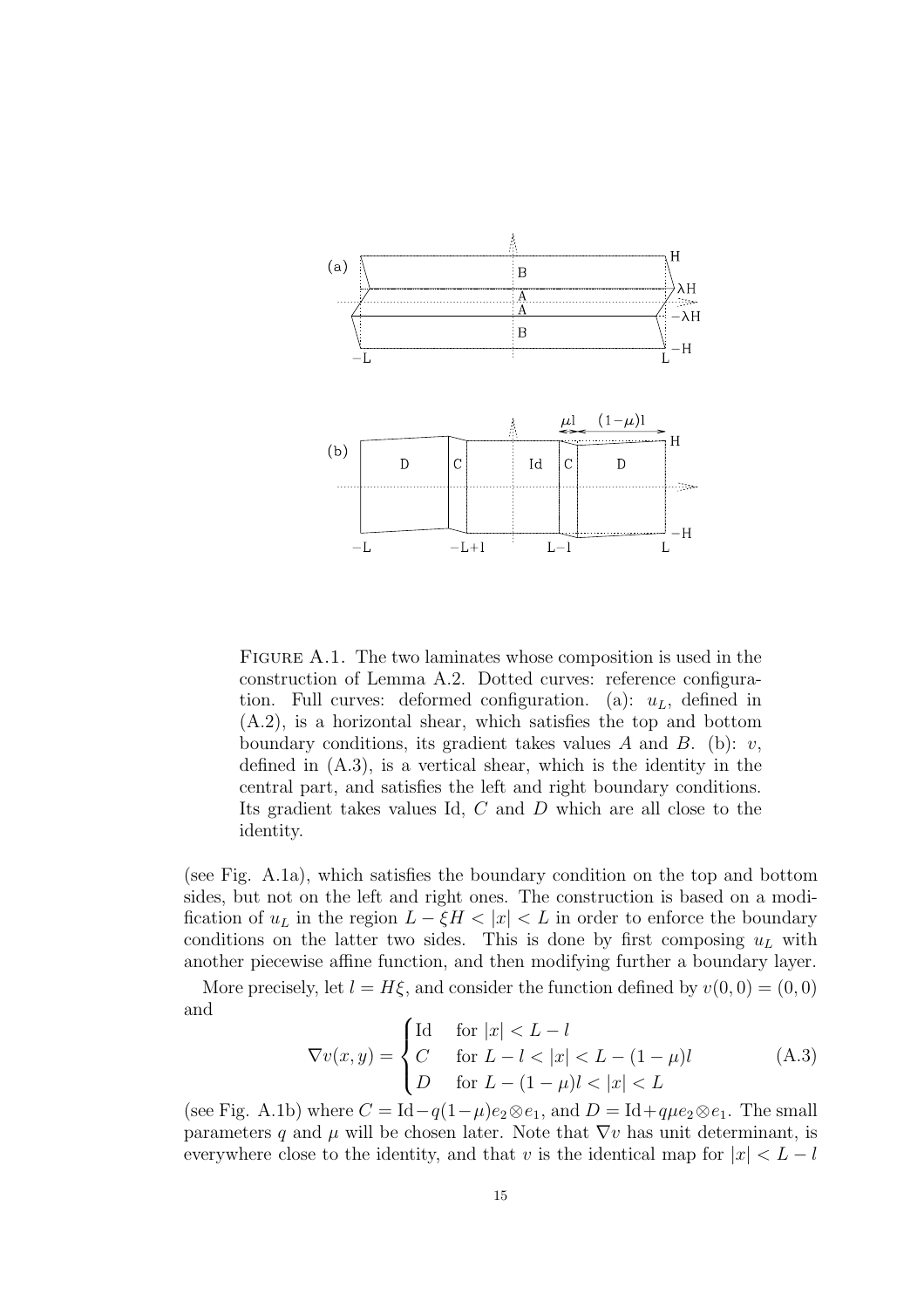FIGURE A.1. The two laminates whose composition is used in the construction of Lemma A.2. Dotted curves: reference configuration. Full curves: deformed configuration. (a): $u_L$, defined in (A.2), is a horizontal shear, which satisfies the top and bottom boundary conditions, its gradient takes values $A$ and $B$. (b): $v$, defined in (A.3), is a vertical shear, which is the identity in the central part, and satisfies the left and right boundary conditions. Its gradient takes values Id, $C$ and $D$ which are all close to the identity.

(see Fig. A.1a), which satisfies the boundary condition on the top and bottom sides, but not on the left and right ones. The construction is based on a modification of $u_L$ in the region $L - \xi H < |x| < L$ in order to enforce the boundary conditions on the latter two sides. This is done by first composing $u_L$ with another piecewise affine function, and then modifying further a boundary layer.

More precisely, let $l = H\xi$, and consider the function defined by $v(0,0) = (0,0)$ and

$$\nabla v(x,y) = \begin{cases} \mathrm{Id} & \text{for } |x| < L - l \\ C & \text{for } L - l < |x| < L - (1-\mu)l \\ D & \text{for } L - (1-\mu)l < |x| < L \end{cases} \tag{A.3}$$

(see Fig. A.1b) where $C = \mathrm{Id} - q(1-\mu)e_2 \otimes e_1$, and $D = \mathrm{Id} + q\mu e_2 \otimes e_1$. The small parameters $q$ and $\mu$ will be chosen later. Note that $\nabla v$ has unit determinant, is everywhere close to the identity, and that $v$ is the identical map for $|x| < L - l$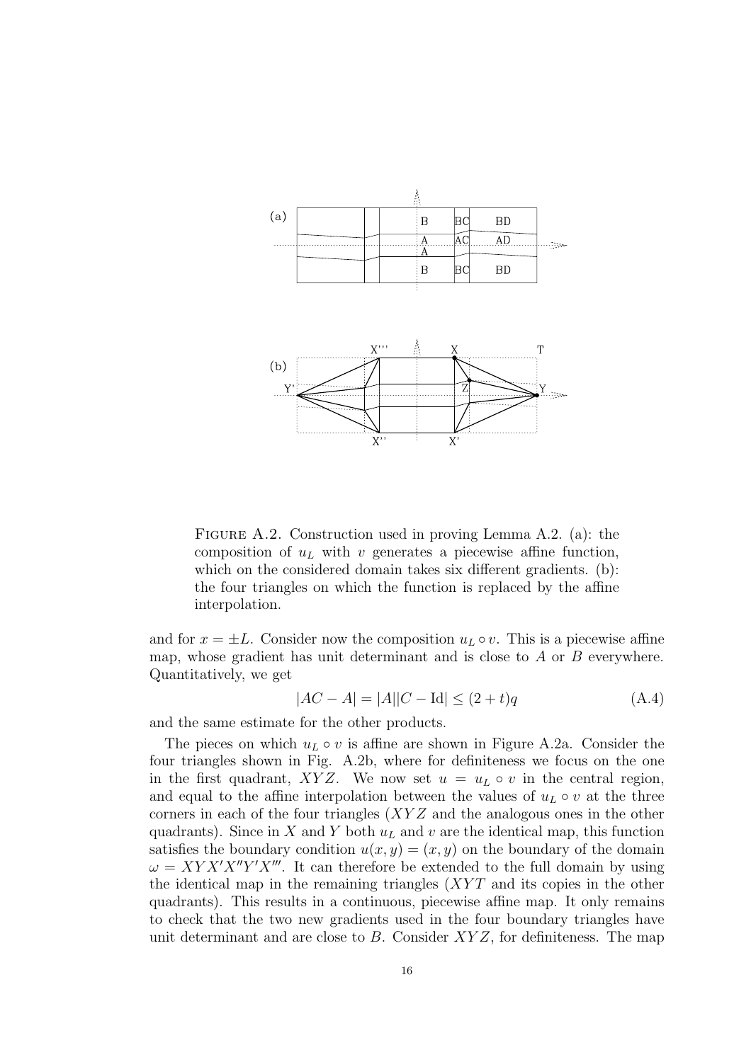(a)

B BC BD

A AC AD

A

B BC BD

(b)

X''' X T

Y' Z Y

X'' X'

FIGURE A.2. Construction used in proving Lemma A.2. (a): the composition of $u_L$ with $v$ generates a piecewise affine function, which on the considered domain takes six different gradients. (b): the four triangles on which the function is replaced by the affine interpolation.

and for $x = \pm L$. Consider now the composition $u_L \circ v$. This is a piecewise affine map, whose gradient has unit determinant and is close to $A$ or $B$ everywhere. Quantitatively, we get

$$|AC - A| = |A||C - \mathrm{Id}| \leq (2 + t)q \tag{A.4}$$

and the same estimate for the other products.

The pieces on which $u_L \circ v$ is affine are shown in Figure A.2a. Consider the four triangles shown in Fig. A.2b, where for definiteness we focus on the one in the first quadrant, $XYZ$. We now set $u = u_L \circ v$ in the central region, and equal to the affine interpolation between the values of $u_L \circ v$ at the three corners in each of the four triangles ($XYZ$ and the analogous ones in the other quadrants). Since in $X$ and $Y$ both $u_L$ and $v$ are the identical map, this function satisfies the boundary condition $u(x, y) = (x, y)$ on the boundary of the domain $\omega = XYX'X''Y'X'''$. It can therefore be extended to the full domain by using the identical map in the remaining triangles ($XYT$ and its copies in the other quadrants). This results in a continuous, piecewise affine map. It only remains to check that the two new gradients used in the four boundary triangles have unit determinant and are close to $B$. Consider $XYZ$, for definiteness. The map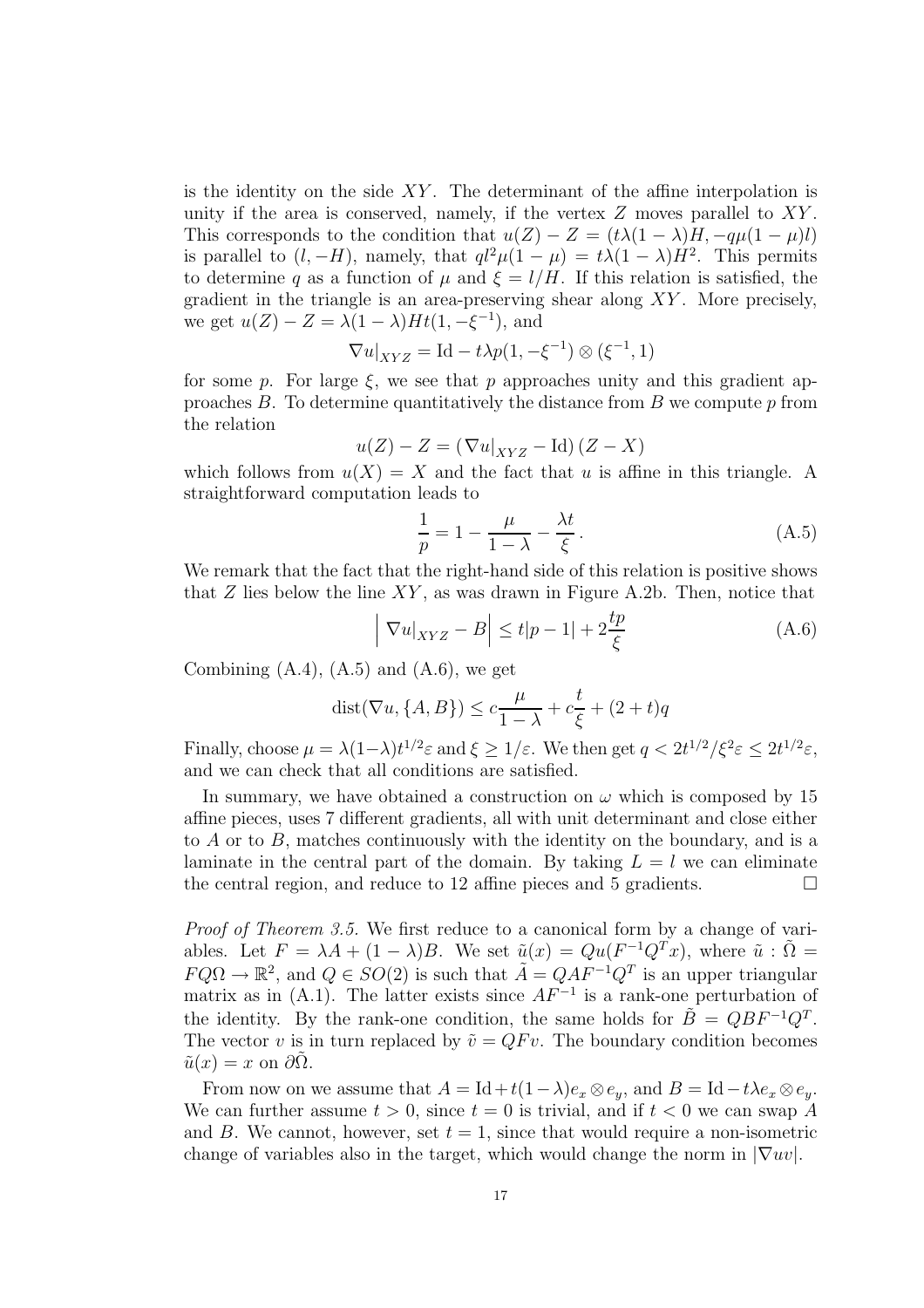is the identity on the side $XY$. The determinant of the affine interpolation is unity if the area is conserved, namely, if the vertex $Z$ moves parallel to $XY$. This corresponds to the condition that $u(Z) - Z = (t\lambda(1-\lambda)H, -q\mu(1-\mu)l)$ is parallel to $(l, -H)$, namely, that $ql^2\mu(1-\mu) = t\lambda(1-\lambda)H^2$. This permits to determine $q$ as a function of $\mu$ and $\xi = l/H$. If this relation is satisfied, the gradient in the triangle is an area-preserving shear along $XY$. More precisely, we get $u(Z) - Z = \lambda(1-\lambda)Ht(1, -\xi^{-1})$, and

$$\nabla u|_{XYZ} = \mathrm{Id} - t\lambda p(1, -\xi^{-1}) \otimes (\xi^{-1}, 1)$$

for some $p$. For large $\xi$, we see that $p$ approaches unity and this gradient approaches $B$. To determine quantitatively the distance from $B$ we compute $p$ from the relation

$$u(Z) - Z = (\nabla u|_{XYZ} - \mathrm{Id})(Z - X)$$

which follows from $u(X) = X$ and the fact that $u$ is affine in this triangle. A straightforward computation leads to

$$\frac{1}{p} = 1 - \frac{\mu}{1-\lambda} - \frac{\lambda t}{\xi}. \tag{A.5}$$

We remark that the fact that the right-hand side of this relation is positive shows that $Z$ lies below the line $XY$, as was drawn in Figure A.2b. Then, notice that

$$\left| \nabla u|_{XYZ} - B \right| \leq t|p-1| + 2\frac{tp}{\xi} \tag{A.6}$$

Combining (A.4), (A.5) and (A.6), we get

$$\mathrm{dist}(\nabla u, \{A, B\}) \leq c\frac{\mu}{1-\lambda} + c\frac{t}{\xi} + (2+t)q$$

Finally, choose $\mu = \lambda(1-\lambda)t^{1/2}\varepsilon$ and $\xi \geq 1/\varepsilon$. We then get $q < 2t^{1/2}/\xi^2\varepsilon \leq 2t^{1/2}\varepsilon$, and we can check that all conditions are satisfied.

In summary, we have obtained a construction on $\omega$ which is composed by 15 affine pieces, uses 7 different gradients, all with unit determinant and close either to $A$ or to $B$, matches continuously with the identity on the boundary, and is a laminate in the central part of the domain. By taking $L = l$ we can eliminate the central region, and reduce to 12 affine pieces and 5 gradients. $\square$

*Proof of Theorem 3.5.* We first reduce to a canonical form by a change of variables. Let $F = \lambda A + (1-\lambda)B$. We set $\tilde{u}(x) = Qu(F^{-1}Q^T x)$, where $\tilde{u} : \tilde{\Omega} = FQ\Omega \to \mathbb{R}^2$, and $Q \in SO(2)$ is such that $\tilde{A} = QAF^{-1}Q^T$ is an upper triangular matrix as in (A.1). The latter exists since $AF^{-1}$ is a rank-one perturbation of the identity. By the rank-one condition, the same holds for $\tilde{B} = QBF^{-1}Q^T$. The vector $v$ is in turn replaced by $\tilde{v} = QFv$. The boundary condition becomes $\tilde{u}(x) = x$ on $\partial\tilde{\Omega}$.

From now on we assume that $A = \mathrm{Id} + t(1-\lambda)e_x \otimes e_y$, and $B = \mathrm{Id} - t\lambda e_x \otimes e_y$. We can further assume $t > 0$, since $t = 0$ is trivial, and if $t < 0$ we can swap $A$ and $B$. We cannot, however, set $t = 1$, since that would require a non-isometric change of variables also in the target, which would change the norm in $|\nabla uv|$.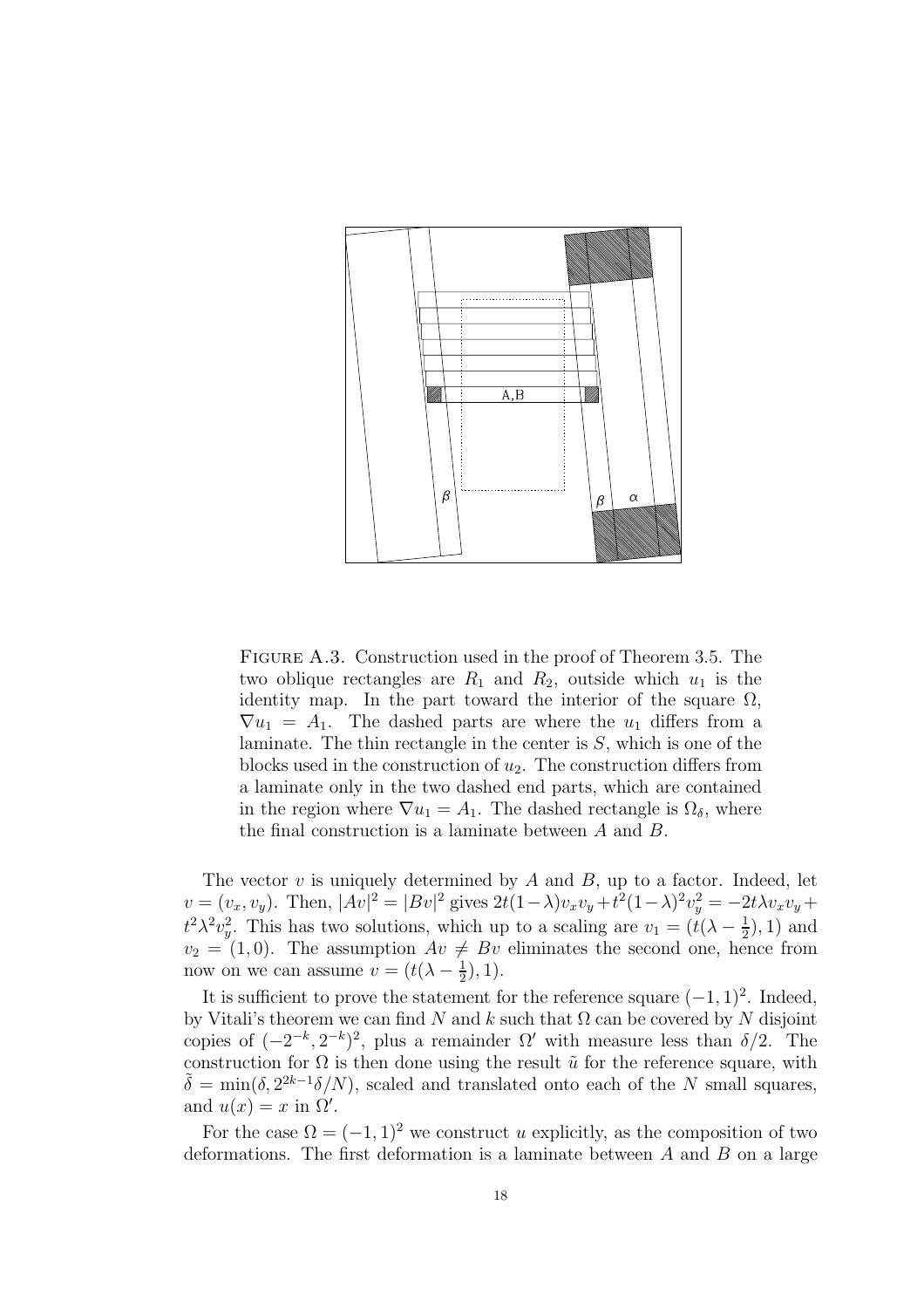A,B

$\beta$

$\beta$

$\alpha$

FIGURE A.3. Construction used in the proof of Theorem 3.5. The two oblique rectangles are $R_1$ and $R_2$, outside which $u_1$ is the identity map. In the part toward the interior of the square $\Omega$, $\nabla u_1 = A_1$. The dashed parts are where the $u_1$ differs from a laminate. The thin rectangle in the center is $S$, which is one of the blocks used in the construction of $u_2$. The construction differs from a laminate only in the two dashed end parts, which are contained in the region where $\nabla u_1 = A_1$. The dashed rectangle is $\Omega_\delta$, where the final construction is a laminate between $A$ and $B$.

The vector $v$ is uniquely determined by $A$ and $B$, up to a factor. Indeed, let $v = (v_x, v_y)$. Then, $|Av|^2 = |Bv|^2$ gives $2t(1-\lambda)v_xv_y + t^2(1-\lambda)^2v_y^2 = -2t\lambda v_xv_y + t^2\lambda^2v_y^2$. This has two solutions, which up to a scaling are $v_1 = (t(\lambda - \frac{1}{2}), 1)$ and $v_2 = (1, 0)$. The assumption $Av \neq Bv$ eliminates the second one, hence from now on we can assume $v = (t(\lambda - \frac{1}{2}), 1)$.

It is sufficient to prove the statement for the reference square $(-1, 1)^2$. Indeed, by Vitali's theorem we can find $N$ and $k$ such that $\Omega$ can be covered by $N$ disjoint copies of $(-2^{-k}, 2^{-k})^2$, plus a remainder $\Omega'$ with measure less than $\delta/2$. The construction for $\Omega$ is then done using the result $\tilde{u}$ for the reference square, with $\tilde{\delta} = \min(\delta, 2^{2k-1}\delta/N)$, scaled and translated onto each of the $N$ small squares, and $u(x) = x$ in $\Omega'$.

For the case $\Omega = (-1, 1)^2$ we construct $u$ explicitly, as the composition of two deformations. The first deformation is a laminate between $A$ and $B$ on a large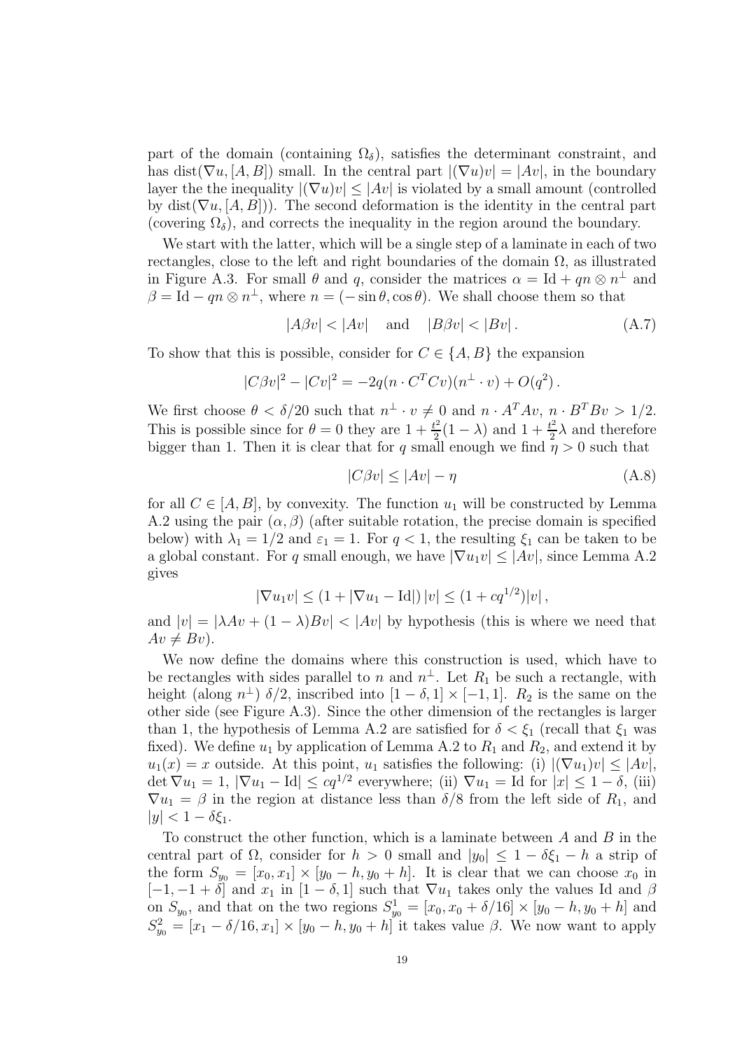part of the domain (containing $\Omega_\delta$), satisfies the determinant constraint, and has $\operatorname{dist}(\nabla u, [A, B])$ small. In the central part $|(\nabla u)v| = |Av|$, in the boundary layer the the inequality $|(\nabla u)v| \leq |Av|$ is violated by a small amount (controlled by $\operatorname{dist}(\nabla u, [A, B])$). The second deformation is the identity in the central part (covering $\Omega_\delta$), and corrects the inequality in the region around the boundary.

We start with the latter, which will be a single step of a laminate in each of two rectangles, close to the left and right boundaries of the domain $\Omega$, as illustrated in Figure A.3. For small $\theta$ and $q$, consider the matrices $\alpha = \text{Id} + qn \otimes n^\perp$ and $\beta = \text{Id} - qn \otimes n^\perp$, where $n = (-\sin\theta, \cos\theta)$. We shall choose them so that

$$|A\beta v| < |Av| \quad \text{and} \quad |B\beta v| < |Bv| . \tag{A.7}$$

To show that this is possible, consider for $C \in \{A, B\}$ the expansion

$$|C\beta v|^2 - |Cv|^2 = -2q(n \cdot C^T Cv)(n^\perp \cdot v) + O(q^2) .$$

We first choose $\theta < \delta/20$ such that $n^\perp \cdot v \neq 0$ and $n \cdot A^T Av$, $n \cdot B^T Bv > 1/2$. This is possible since for $\theta = 0$ they are $1 + \frac{t^2}{2}(1 - \lambda)$ and $1 + \frac{t^2}{2}\lambda$ and therefore bigger than 1. Then it is clear that for $q$ small enough we find $\eta > 0$ such that

$$|C\beta v| \leq |Av| - \eta \tag{A.8}$$

for all $C \in [A, B]$, by convexity. The function $u_1$ will be constructed by Lemma A.2 using the pair $(\alpha, \beta)$ (after suitable rotation, the precise domain is specified below) with $\lambda_1 = 1/2$ and $\varepsilon_1 = 1$. For $q < 1$, the resulting $\xi_1$ can be taken to be a global constant. For $q$ small enough, we have $|\nabla u_1 v| \leq |Av|$, since Lemma A.2 gives

$$|\nabla u_1 v| \leq (1 + |\nabla u_1 - \text{Id}|)\, |v| \leq (1 + cq^{1/2})|v| ,$$

and $|v| = |\lambda Av + (1 - \lambda)Bv| < |Av|$ by hypothesis (this is where we need that $Av \neq Bv$).

We now define the domains where this construction is used, which have to be rectangles with sides parallel to $n$ and $n^\perp$. Let $R_1$ be such a rectangle, with height (along $n^\perp$) $\delta/2$, inscribed into $[1 - \delta, 1] \times [-1, 1]$. $R_2$ is the same on the other side (see Figure A.3). Since the other dimension of the rectangles is larger than 1, the hypothesis of Lemma A.2 are satisfied for $\delta < \xi_1$ (recall that $\xi_1$ was fixed). We define $u_1$ by application of Lemma A.2 to $R_1$ and $R_2$, and extend it by $u_1(x) = x$ outside. At this point, $u_1$ satisfies the following: (i) $|(\nabla u_1)v| \leq |Av|$, $\det \nabla u_1 = 1$, $|\nabla u_1 - \text{Id}| \leq cq^{1/2}$ everywhere; (ii) $\nabla u_1 = \text{Id}$ for $|x| \leq 1 - \delta$, (iii) $\nabla u_1 = \beta$ in the region at distance less than $\delta/8$ from the left side of $R_1$, and $|y| < 1 - \delta\xi_1$.

To construct the other function, which is a laminate between $A$ and $B$ in the central part of $\Omega$, consider for $h > 0$ small and $|y_0| \leq 1 - \delta\xi_1 - h$ a strip of the form $S_{y_0} = [x_0, x_1] \times [y_0 - h, y_0 + h]$. It is clear that we can choose $x_0$ in $[-1, -1 + \delta]$ and $x_1$ in $[1 - \delta, 1]$ such that $\nabla u_1$ takes only the values Id and $\beta$ on $S_{y_0}$, and that on the two regions $S^1_{y_0} = [x_0, x_0 + \delta/16] \times [y_0 - h, y_0 + h]$ and $S^2_{y_0} = [x_1 - \delta/16, x_1] \times [y_0 - h, y_0 + h]$ it takes value $\beta$. We now want to apply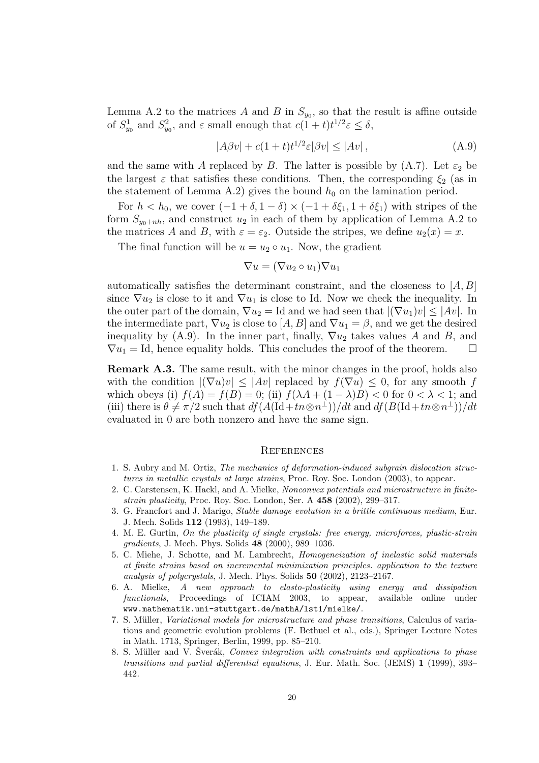Lemma A.2 to the matrices $A$ and $B$ in $S_{y_0}$, so that the result is affine outside of $S^1_{y_0}$ and $S^2_{y_0}$, and $\varepsilon$ small enough that $c(1+t)t^{1/2}\varepsilon \leq \delta$,

$$|A\beta v| + c(1+t)t^{1/2}\varepsilon|\beta v| \leq |Av| \,, \tag{A.9}$$

and the same with $A$ replaced by $B$. The latter is possible by (A.7). Let $\varepsilon_2$ be the largest $\varepsilon$ that satisfies these conditions. Then, the corresponding $\xi_2$ (as in the statement of Lemma A.2) gives the bound $h_0$ on the lamination period.

For $h < h_0$, we cover $(-1+\delta, 1-\delta) \times (-1+\delta\xi_1, 1+\delta\xi_1)$ with stripes of the form $S_{y_0+nh}$, and construct $u_2$ in each of them by application of Lemma A.2 to the matrices $A$ and $B$, with $\varepsilon = \varepsilon_2$. Outside the stripes, we define $u_2(x) = x$.

The final function will be $u = u_2 \circ u_1$. Now, the gradient

$$\nabla u = (\nabla u_2 \circ u_1)\nabla u_1$$

automatically satisfies the determinant constraint, and the closeness to $[A, B]$ since $\nabla u_2$ is close to it and $\nabla u_1$ is close to Id. Now we check the inequality. In the outer part of the domain, $\nabla u_2 = \text{Id}$ and we had seen that $|(\nabla u_1)v| \leq |Av|$. In the intermediate part, $\nabla u_2$ is close to $[A, B]$ and $\nabla u_1 = \beta$, and we get the desired inequality by (A.9). In the inner part, finally, $\nabla u_2$ takes values $A$ and $B$, and $\nabla u_1 = \text{Id}$, hence equality holds. This concludes the proof of the theorem. $\square$

**Remark A.3.** The same result, with the minor changes in the proof, holds also with the condition $|(\nabla u)v| \leq |Av|$ replaced by $f(\nabla u) \leq 0$, for any smooth $f$ which obeys (i) $f(A) = f(B) = 0$; (ii) $f(\lambda A + (1-\lambda)B) < 0$ for $0 < \lambda < 1$; and (iii) there is $\theta \neq \pi/2$ such that $df(A(\text{Id}+tn\otimes n^\perp))/dt$ and $df(B(\text{Id}+tn\otimes n^\perp))/dt$ evaluated in 0 are both nonzero and have the same sign.

## References

1. S. Aubry and M. Ortiz, *The mechanics of deformation-induced subgrain dislocation structures in metallic crystals at large strains*, Proc. Roy. Soc. London (2003), to appear.
2. C. Carstensen, K. Hackl, and A. Mielke, *Nonconvex potentials and microstructure in finite-strain plasticity*, Proc. Roy. Soc. London, Ser. A **458** (2002), 299–317.
3. G. Francfort and J. Marigo, *Stable damage evolution in a brittle continuous medium*, Eur. J. Mech. Solids **112** (1993), 149–189.
4. M. E. Gurtin, *On the plasticity of single crystals: free energy, microforces, plastic-strain gradients*, J. Mech. Phys. Solids **48** (2000), 989–1036.
5. C. Miehe, J. Schotte, and M. Lambrecht, *Homogeneization of inelastic solid materials at finite strains based on incremental minimization principles. application to the texture analysis of polycrystals*, J. Mech. Phys. Solids **50** (2002), 2123–2167.
6. A. Mielke, *A new approach to elasto-plasticity using energy and dissipation functionals*, Proceedings of ICIAM 2003, to appear, available online under www.mathematik.uni-stuttgart.de/mathA/lst1/mielke/.
7. S. Müller, *Variational models for microstructure and phase transitions*, Calculus of variations and geometric evolution problems (F. Bethuel et al., eds.), Springer Lecture Notes in Math. 1713, Springer, Berlin, 1999, pp. 85–210.
8. S. Müller and V. Šverák, *Convex integration with constraints and applications to phase transitions and partial differential equations*, J. Eur. Math. Soc. (JEMS) **1** (1999), 393–442.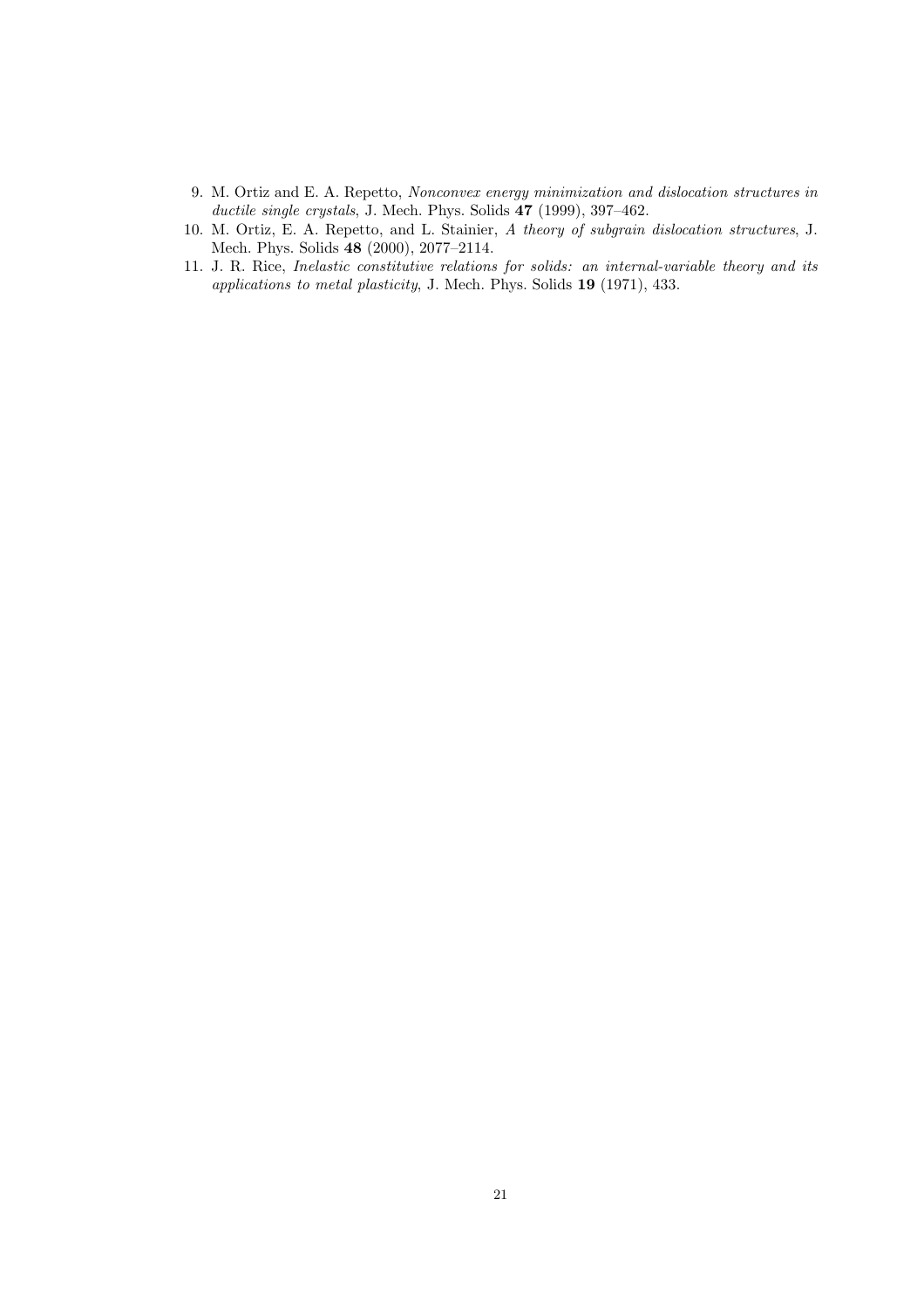9. M. Ortiz and E. A. Repetto, *Nonconvex energy minimization and dislocation structures in ductile single crystals*, J. Mech. Phys. Solids **47** (1999), 397–462.
10. M. Ortiz, E. A. Repetto, and L. Stainier, *A theory of subgrain dislocation structures*, J. Mech. Phys. Solids **48** (2000), 2077–2114.
11. J. R. Rice, *Inelastic constitutive relations for solids: an internal-variable theory and its applications to metal plasticity*, J. Mech. Phys. Solids **19** (1971), 433.